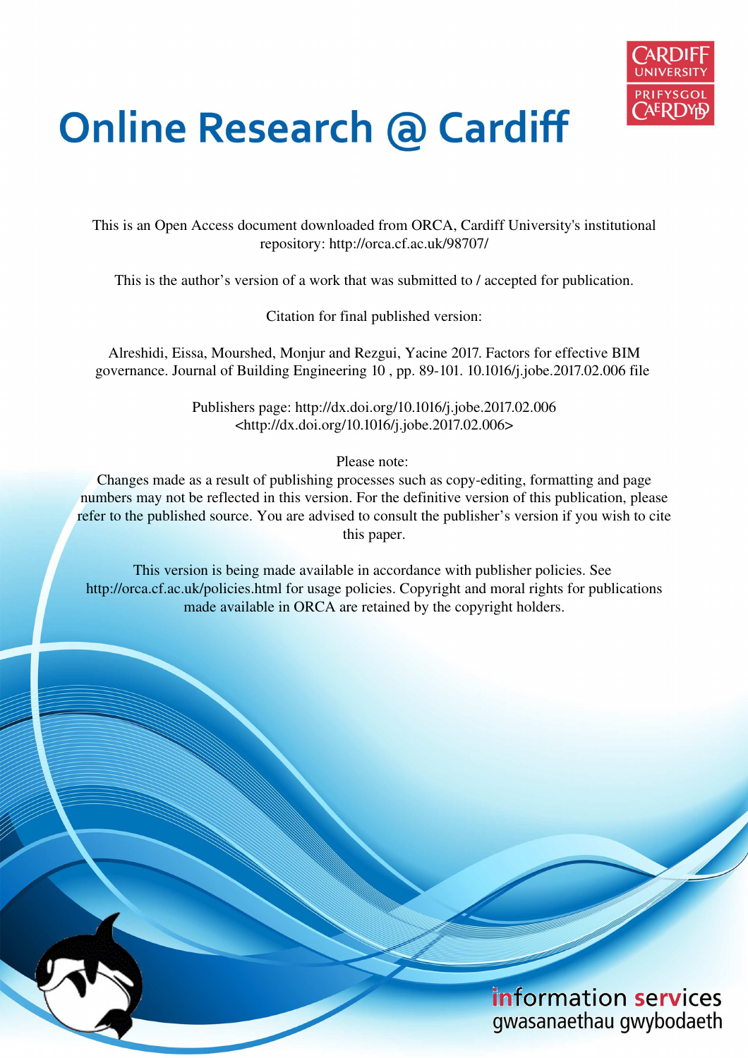# Online Research @ Cardiff

This is an Open Access document downloaded from ORCA, Cardiff University's institutional repository: http://orca.cf.ac.uk/98707/

This is the author's version of a work that was submitted to / accepted for publication.

Citation for final published version:

Alreshidi, Eissa, Mourshed, Monjur and Rezgui, Yacine 2017. Factors for effective BIM governance. Journal of Building Engineering 10 , pp. 89-101. 10.1016/j.jobe.2017.02.006 file

Publishers page: http://dx.doi.org/10.1016/j.jobe.2017.02.006
<http://dx.doi.org/10.1016/j.jobe.2017.02.006>

Please note:
Changes made as a result of publishing processes such as copy-editing, formatting and page numbers may not be reflected in this version. For the definitive version of this publication, please refer to the published source. You are advised to consult the publisher's version if you wish to cite this paper.

This version is being made available in accordance with publisher policies. See http://orca.cf.ac.uk/policies.html for usage policies. Copyright and moral rights for publications made available in ORCA are retained by the copyright holders.

information services
gwasanaethau gwybodaeth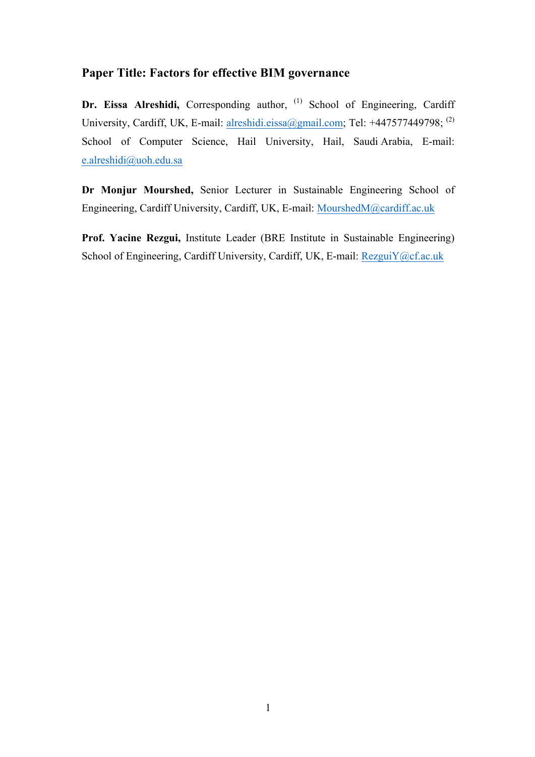## Paper Title: Factors for effective BIM governance

**Dr. Eissa Alreshidi,** Corresponding author, [(1)] School of Engineering, Cardiff University, Cardiff, UK, E-mail: alreshidi.eissa@gmail.com; Tel: +447577449798; [(2)] School of Computer Science, Hail University, Hail, Saudi Arabia, E-mail: e.alreshidi@uoh.edu.sa

**Dr Monjur Mourshed,** Senior Lecturer in Sustainable Engineering School of Engineering, Cardiff University, Cardiff, UK, E-mail: MourshedM@cardiff.ac.uk

**Prof. Yacine Rezgui,** Institute Leader (BRE Institute in Sustainable Engineering) School of Engineering, Cardiff University, Cardiff, UK, E-mail: RezguiY@cf.ac.uk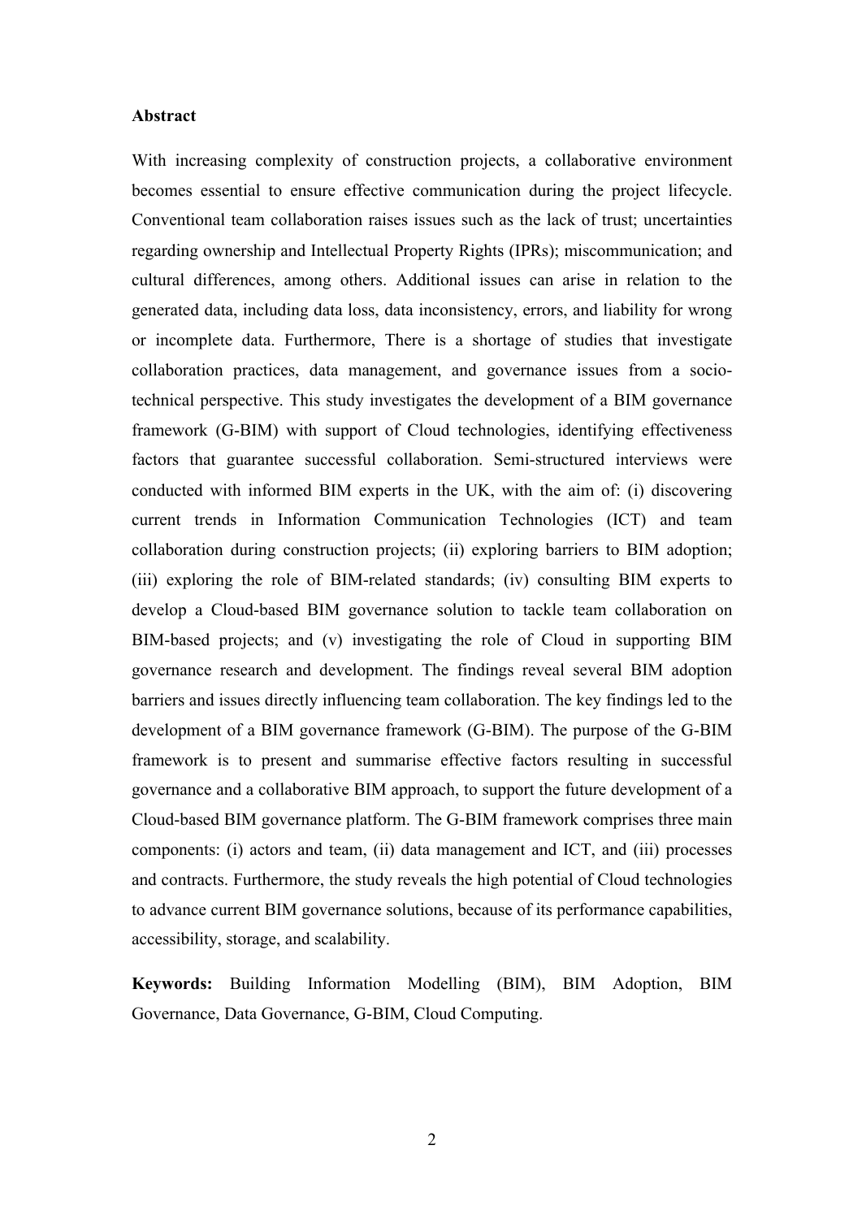**Abstract**

With increasing complexity of construction projects, a collaborative environment becomes essential to ensure effective communication during the project lifecycle. Conventional team collaboration raises issues such as the lack of trust; uncertainties regarding ownership and Intellectual Property Rights (IPRs); miscommunication; and cultural differences, among others. Additional issues can arise in relation to the generated data, including data loss, data inconsistency, errors, and liability for wrong or incomplete data. Furthermore, There is a shortage of studies that investigate collaboration practices, data management, and governance issues from a socio-technical perspective. This study investigates the development of a BIM governance framework (G-BIM) with support of Cloud technologies, identifying effectiveness factors that guarantee successful collaboration. Semi-structured interviews were conducted with informed BIM experts in the UK, with the aim of: (i) discovering current trends in Information Communication Technologies (ICT) and team collaboration during construction projects; (ii) exploring barriers to BIM adoption; (iii) exploring the role of BIM-related standards; (iv) consulting BIM experts to develop a Cloud-based BIM governance solution to tackle team collaboration on BIM-based projects; and (v) investigating the role of Cloud in supporting BIM governance research and development. The findings reveal several BIM adoption barriers and issues directly influencing team collaboration. The key findings led to the development of a BIM governance framework (G-BIM). The purpose of the G-BIM framework is to present and summarise effective factors resulting in successful governance and a collaborative BIM approach, to support the future development of a Cloud-based BIM governance platform. The G-BIM framework comprises three main components: (i) actors and team, (ii) data management and ICT, and (iii) processes and contracts. Furthermore, the study reveals the high potential of Cloud technologies to advance current BIM governance solutions, because of its performance capabilities, accessibility, storage, and scalability.

**Keywords:** Building Information Modelling (BIM), BIM Adoption, BIM Governance, Data Governance, G-BIM, Cloud Computing.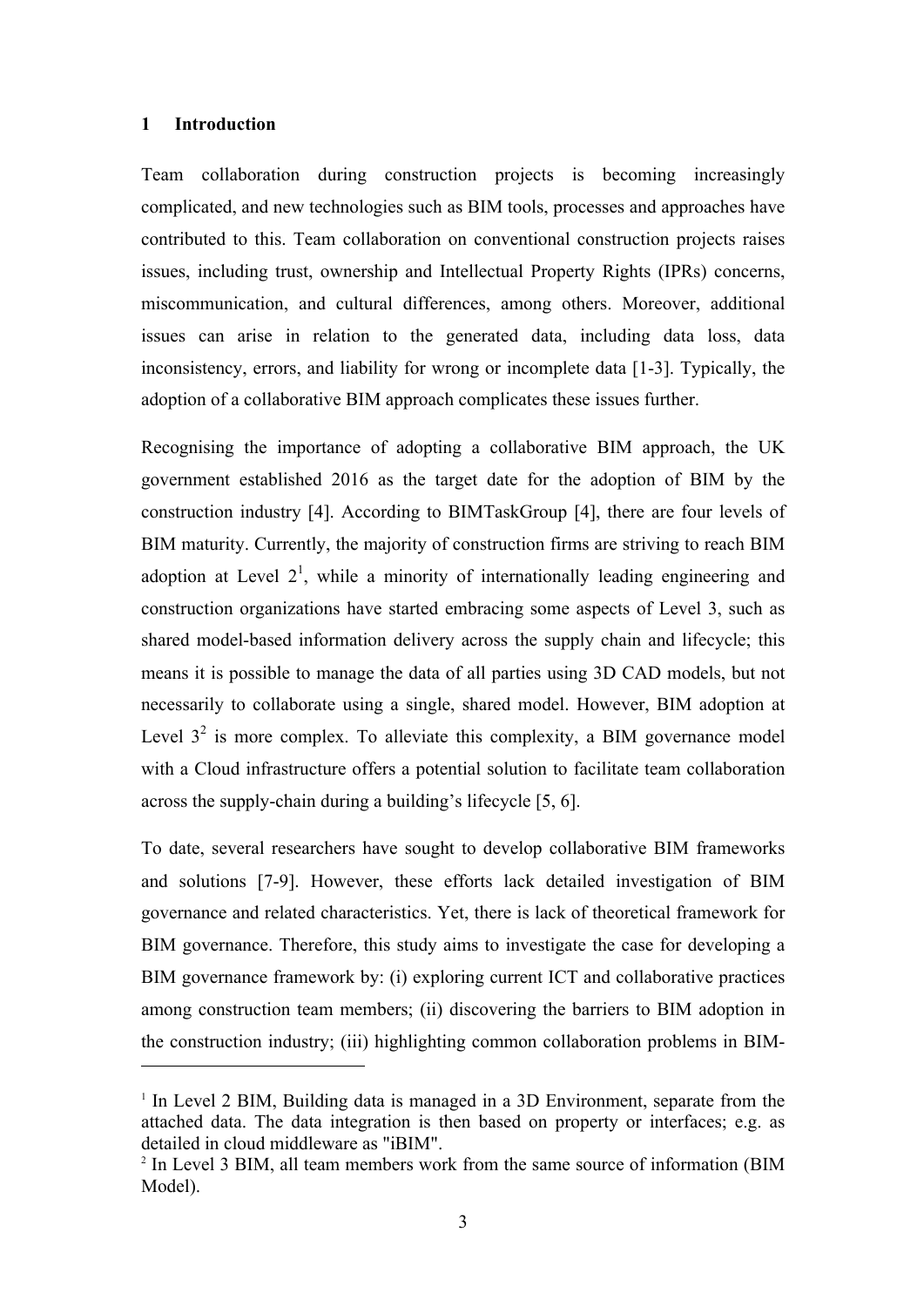## 1 Introduction

Team collaboration during construction projects is becoming increasingly complicated, and new technologies such as BIM tools, processes and approaches have contributed to this. Team collaboration on conventional construction projects raises issues, including trust, ownership and Intellectual Property Rights (IPRs) concerns, miscommunication, and cultural differences, among others. Moreover, additional issues can arise in relation to the generated data, including data loss, data inconsistency, errors, and liability for wrong or incomplete data [1-3]. Typically, the adoption of a collaborative BIM approach complicates these issues further.

Recognising the importance of adopting a collaborative BIM approach, the UK government established 2016 as the target date for the adoption of BIM by the construction industry [4]. According to BIMTaskGroup [4], there are four levels of BIM maturity. Currently, the majority of construction firms are striving to reach BIM adoption at Level 2[1], while a minority of internationally leading engineering and construction organizations have started embracing some aspects of Level 3, such as shared model-based information delivery across the supply chain and lifecycle; this means it is possible to manage the data of all parties using 3D CAD models, but not necessarily to collaborate using a single, shared model. However, BIM adoption at Level 3[2] is more complex. To alleviate this complexity, a BIM governance model with a Cloud infrastructure offers a potential solution to facilitate team collaboration across the supply-chain during a building's lifecycle [5, 6].

To date, several researchers have sought to develop collaborative BIM frameworks and solutions [7-9]. However, these efforts lack detailed investigation of BIM governance and related characteristics. Yet, there is lack of theoretical framework for BIM governance. Therefore, this study aims to investigate the case for developing a BIM governance framework by: (i) exploring current ICT and collaborative practices among construction team members; (ii) discovering the barriers to BIM adoption in the construction industry; (iii) highlighting common collaboration problems in BIM-

---

[1] In Level 2 BIM, Building data is managed in a 3D Environment, separate from the attached data. The data integration is then based on property or interfaces; e.g. as detailed in cloud middleware as "iBIM".

[2] In Level 3 BIM, all team members work from the same source of information (BIM Model).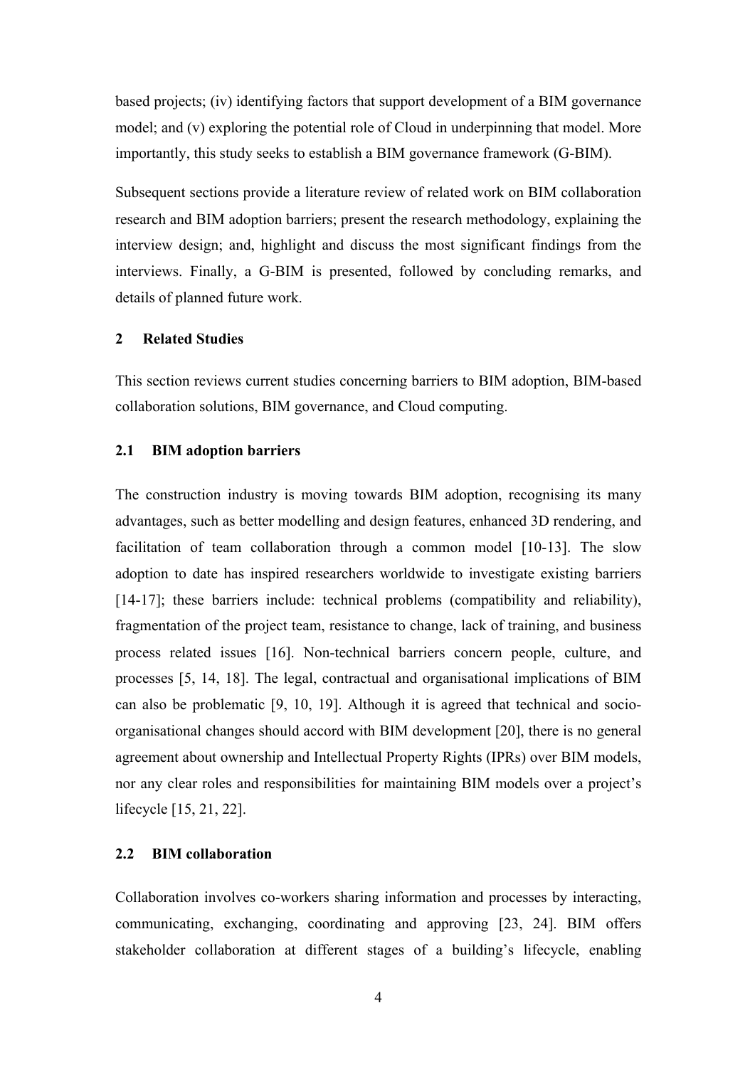based projects; (iv) identifying factors that support development of a BIM governance model; and (v) exploring the potential role of Cloud in underpinning that model. More importantly, this study seeks to establish a BIM governance framework (G-BIM).

Subsequent sections provide a literature review of related work on BIM collaboration research and BIM adoption barriers; present the research methodology, explaining the interview design; and, highlight and discuss the most significant findings from the interviews. Finally, a G-BIM is presented, followed by concluding remarks, and details of planned future work.

## 2 Related Studies

This section reviews current studies concerning barriers to BIM adoption, BIM-based collaboration solutions, BIM governance, and Cloud computing.

### 2.1 BIM adoption barriers

The construction industry is moving towards BIM adoption, recognising its many advantages, such as better modelling and design features, enhanced 3D rendering, and facilitation of team collaboration through a common model [10-13]. The slow adoption to date has inspired researchers worldwide to investigate existing barriers [14-17]; these barriers include: technical problems (compatibility and reliability), fragmentation of the project team, resistance to change, lack of training, and business process related issues [16]. Non-technical barriers concern people, culture, and processes [5, 14, 18]. The legal, contractual and organisational implications of BIM can also be problematic [9, 10, 19]. Although it is agreed that technical and socio-organisational changes should accord with BIM development [20], there is no general agreement about ownership and Intellectual Property Rights (IPRs) over BIM models, nor any clear roles and responsibilities for maintaining BIM models over a project's lifecycle [15, 21, 22].

### 2.2 BIM collaboration

Collaboration involves co-workers sharing information and processes by interacting, communicating, exchanging, coordinating and approving [23, 24]. BIM offers stakeholder collaboration at different stages of a building's lifecycle, enabling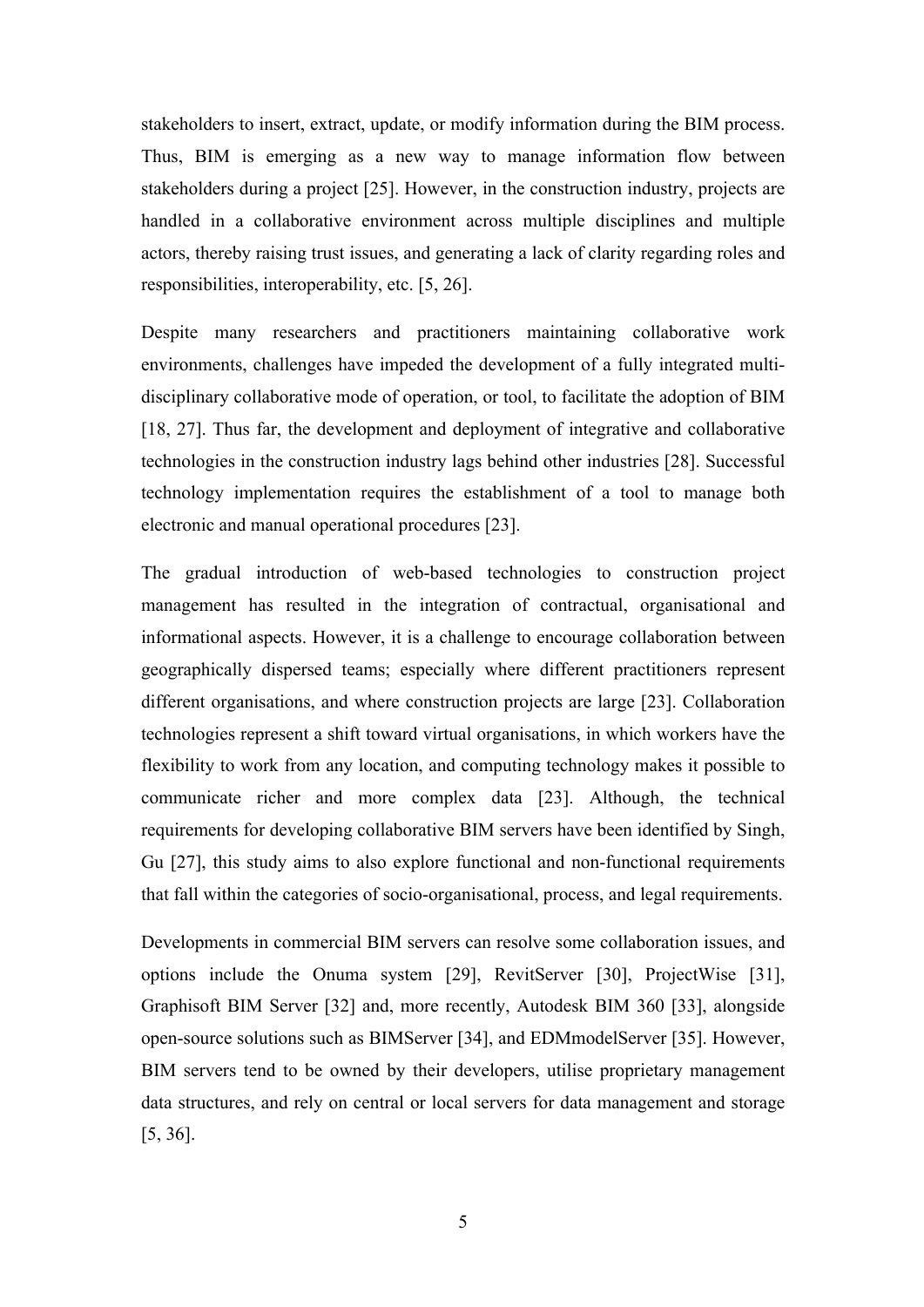stakeholders to insert, extract, update, or modify information during the BIM process. Thus, BIM is emerging as a new way to manage information flow between stakeholders during a project [25]. However, in the construction industry, projects are handled in a collaborative environment across multiple disciplines and multiple actors, thereby raising trust issues, and generating a lack of clarity regarding roles and responsibilities, interoperability, etc. [5, 26].

Despite many researchers and practitioners maintaining collaborative work environments, challenges have impeded the development of a fully integrated multi-disciplinary collaborative mode of operation, or tool, to facilitate the adoption of BIM [18, 27]. Thus far, the development and deployment of integrative and collaborative technologies in the construction industry lags behind other industries [28]. Successful technology implementation requires the establishment of a tool to manage both electronic and manual operational procedures [23].

The gradual introduction of web-based technologies to construction project management has resulted in the integration of contractual, organisational and informational aspects. However, it is a challenge to encourage collaboration between geographically dispersed teams; especially where different practitioners represent different organisations, and where construction projects are large [23]. Collaboration technologies represent a shift toward virtual organisations, in which workers have the flexibility to work from any location, and computing technology makes it possible to communicate richer and more complex data [23]. Although, the technical requirements for developing collaborative BIM servers have been identified by Singh, Gu [27], this study aims to also explore functional and non-functional requirements that fall within the categories of socio-organisational, process, and legal requirements.

Developments in commercial BIM servers can resolve some collaboration issues, and options include the Onuma system [29], RevitServer [30], ProjectWise [31], Graphisoft BIM Server [32] and, more recently, Autodesk BIM 360 [33], alongside open-source solutions such as BIMServer [34], and EDMmodelServer [35]. However, BIM servers tend to be owned by their developers, utilise proprietary management data structures, and rely on central or local servers for data management and storage [5, 36].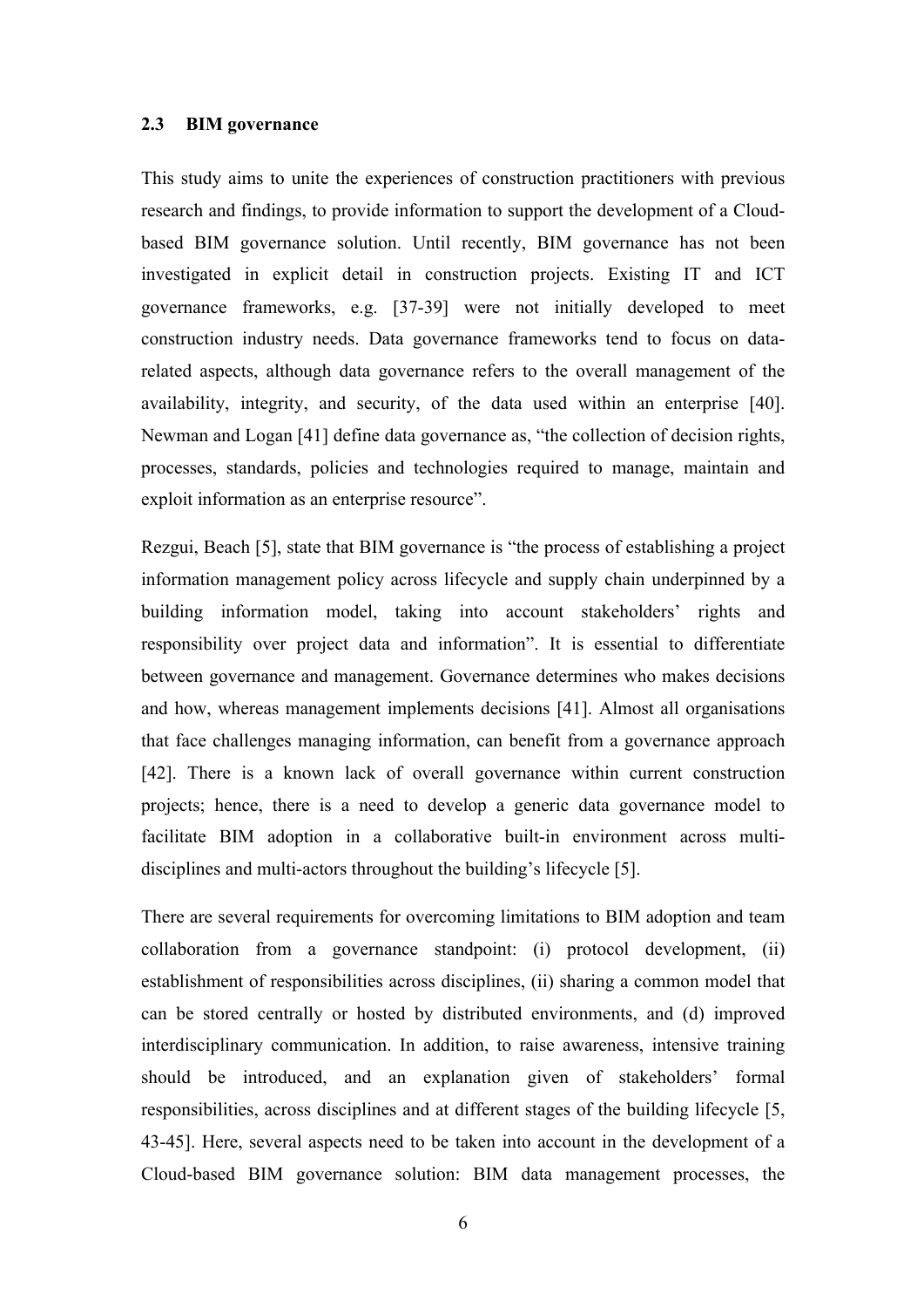### 2.3 BIM governance

This study aims to unite the experiences of construction practitioners with previous research and findings, to provide information to support the development of a Cloud-based BIM governance solution. Until recently, BIM governance has not been investigated in explicit detail in construction projects. Existing IT and ICT governance frameworks, e.g. [37-39] were not initially developed to meet construction industry needs. Data governance frameworks tend to focus on data-related aspects, although data governance refers to the overall management of the availability, integrity, and security, of the data used within an enterprise [40]. Newman and Logan [41] define data governance as, "the collection of decision rights, processes, standards, policies and technologies required to manage, maintain and exploit information as an enterprise resource".

Rezgui, Beach [5], state that BIM governance is "the process of establishing a project information management policy across lifecycle and supply chain underpinned by a building information model, taking into account stakeholders' rights and responsibility over project data and information". It is essential to differentiate between governance and management. Governance determines who makes decisions and how, whereas management implements decisions [41]. Almost all organisations that face challenges managing information, can benefit from a governance approach [42]. There is a known lack of overall governance within current construction projects; hence, there is a need to develop a generic data governance model to facilitate BIM adoption in a collaborative built-in environment across multi-disciplines and multi-actors throughout the building's lifecycle [5].

There are several requirements for overcoming limitations to BIM adoption and team collaboration from a governance standpoint: (i) protocol development, (ii) establishment of responsibilities across disciplines, (ii) sharing a common model that can be stored centrally or hosted by distributed environments, and (d) improved interdisciplinary communication. In addition, to raise awareness, intensive training should be introduced, and an explanation given of stakeholders' formal responsibilities, across disciplines and at different stages of the building lifecycle [5, 43-45]. Here, several aspects need to be taken into account in the development of a Cloud-based BIM governance solution: BIM data management processes, the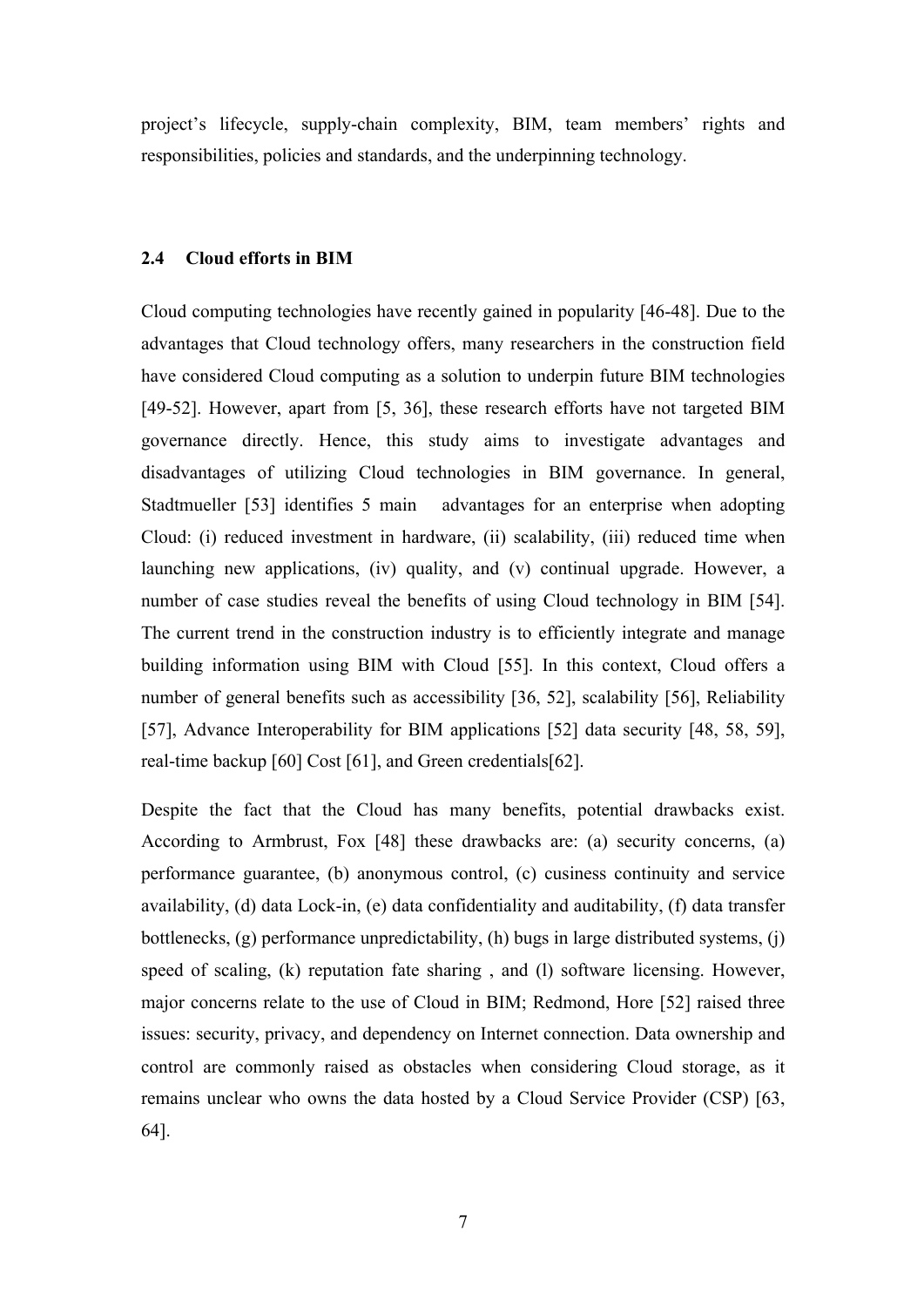project's lifecycle, supply-chain complexity, BIM, team members' rights and responsibilities, policies and standards, and the underpinning technology.

### 2.4 Cloud efforts in BIM

Cloud computing technologies have recently gained in popularity [46-48]. Due to the advantages that Cloud technology offers, many researchers in the construction field have considered Cloud computing as a solution to underpin future BIM technologies [49-52]. However, apart from [5, 36], these research efforts have not targeted BIM governance directly. Hence, this study aims to investigate advantages and disadvantages of utilizing Cloud technologies in BIM governance. In general, Stadtmueller [53] identifies 5 main advantages for an enterprise when adopting Cloud: (i) reduced investment in hardware, (ii) scalability, (iii) reduced time when launching new applications, (iv) quality, and (v) continual upgrade. However, a number of case studies reveal the benefits of using Cloud technology in BIM [54]. The current trend in the construction industry is to efficiently integrate and manage building information using BIM with Cloud [55]. In this context, Cloud offers a number of general benefits such as accessibility [36, 52], scalability [56], Reliability [57], Advance Interoperability for BIM applications [52] data security [48, 58, 59], real-time backup [60] Cost [61], and Green credentials[62].

Despite the fact that the Cloud has many benefits, potential drawbacks exist. According to Armbrust, Fox [48] these drawbacks are: (a) security concerns, (a) performance guarantee, (b) anonymous control, (c) cusiness continuity and service availability, (d) data Lock-in, (e) data confidentiality and auditability, (f) data transfer bottlenecks, (g) performance unpredictability, (h) bugs in large distributed systems, (j) speed of scaling, (k) reputation fate sharing , and (l) software licensing. However, major concerns relate to the use of Cloud in BIM; Redmond, Hore [52] raised three issues: security, privacy, and dependency on Internet connection. Data ownership and control are commonly raised as obstacles when considering Cloud storage, as it remains unclear who owns the data hosted by a Cloud Service Provider (CSP) [63, 64].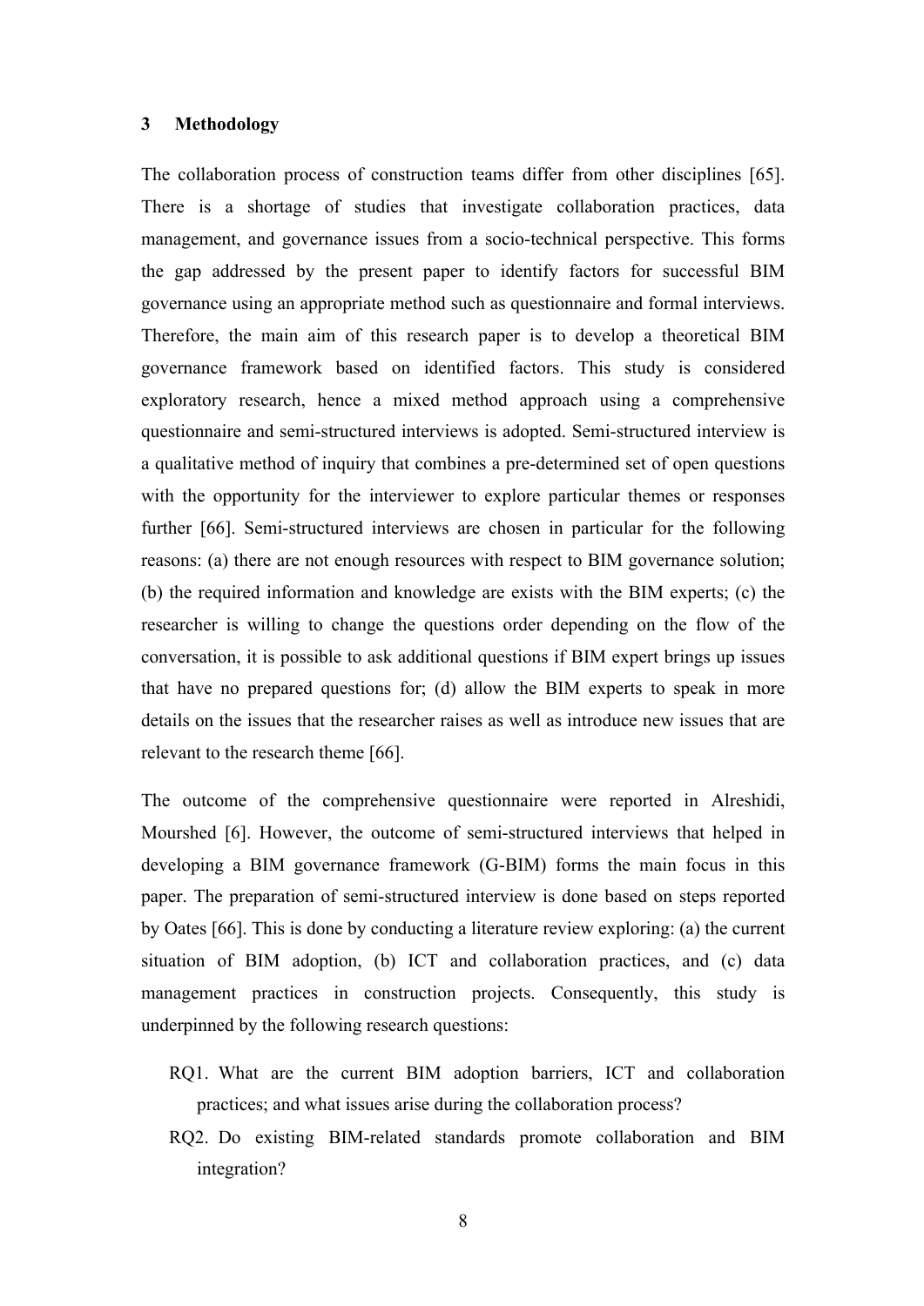## 3 Methodology

The collaboration process of construction teams differ from other disciplines [65]. There is a shortage of studies that investigate collaboration practices, data management, and governance issues from a socio-technical perspective. This forms the gap addressed by the present paper to identify factors for successful BIM governance using an appropriate method such as questionnaire and formal interviews. Therefore, the main aim of this research paper is to develop a theoretical BIM governance framework based on identified factors. This study is considered exploratory research, hence a mixed method approach using a comprehensive questionnaire and semi-structured interviews is adopted. Semi-structured interview is a qualitative method of inquiry that combines a pre-determined set of open questions with the opportunity for the interviewer to explore particular themes or responses further [66]. Semi-structured interviews are chosen in particular for the following reasons: (a) there are not enough resources with respect to BIM governance solution; (b) the required information and knowledge are exists with the BIM experts; (c) the researcher is willing to change the questions order depending on the flow of the conversation, it is possible to ask additional questions if BIM expert brings up issues that have no prepared questions for; (d) allow the BIM experts to speak in more details on the issues that the researcher raises as well as introduce new issues that are relevant to the research theme [66].

The outcome of the comprehensive questionnaire were reported in Alreshidi, Mourshed [6]. However, the outcome of semi-structured interviews that helped in developing a BIM governance framework (G-BIM) forms the main focus in this paper. The preparation of semi-structured interview is done based on steps reported by Oates [66]. This is done by conducting a literature review exploring: (a) the current situation of BIM adoption, (b) ICT and collaboration practices, and (c) data management practices in construction projects. Consequently, this study is underpinned by the following research questions:

- RQ1. What are the current BIM adoption barriers, ICT and collaboration practices; and what issues arise during the collaboration process?
- RQ2. Do existing BIM-related standards promote collaboration and BIM integration?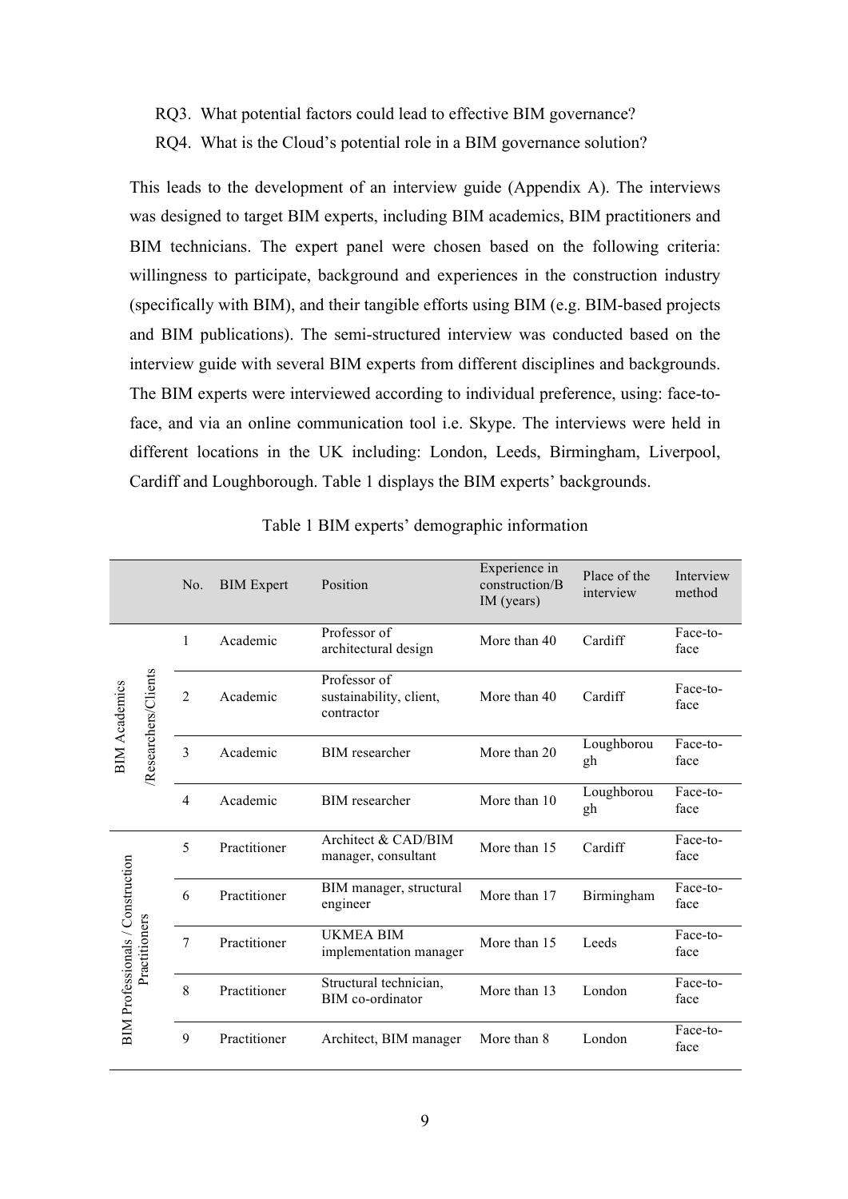RQ3. What potential factors could lead to effective BIM governance?

RQ4. What is the Cloud's potential role in a BIM governance solution?

This leads to the development of an interview guide (Appendix A). The interviews was designed to target BIM experts, including BIM academics, BIM practitioners and BIM technicians. The expert panel were chosen based on the following criteria: willingness to participate, background and experiences in the construction industry (specifically with BIM), and their tangible efforts using BIM (e.g. BIM-based projects and BIM publications). The semi-structured interview was conducted based on the interview guide with several BIM experts from different disciplines and backgrounds. The BIM experts were interviewed according to individual preference, using: face-to-face, and via an online communication tool i.e. Skype. The interviews were held in different locations in the UK including: London, Leeds, Birmingham, Liverpool, Cardiff and Loughborough. Table 1 displays the BIM experts' backgrounds.

Table 1 BIM experts' demographic information

| | No. | BIM Expert | Position | Experience in construction/BIM (years) | Place of the interview | Interview method |
|---|---|---|---|---|---|---|
| BIM Academics /Researchers/Clients | 1 | Academic | Professor of architectural design | More than 40 | Cardiff | Face-to-face |
| | 2 | Academic | Professor of sustainability, client, contractor | More than 40 | Cardiff | Face-to-face |
| | 3 | Academic | BIM researcher | More than 20 | Loughborough | Face-to-face |
| | 4 | Academic | BIM researcher | More than 10 | Loughborough | Face-to-face |
| BIM Professionals / Construction Practitioners | 5 | Practitioner | Architect & CAD/BIM manager, consultant | More than 15 | Cardiff | Face-to-face |
| | 6 | Practitioner | BIM manager, structural engineer | More than 17 | Birmingham | Face-to-face |
| | 7 | Practitioner | UKMEA BIM implementation manager | More than 15 | Leeds | Face-to-face |
| | 8 | Practitioner | Structural technician, BIM co-ordinator | More than 13 | London | Face-to-face |
| | 9 | Practitioner | Architect, BIM manager | More than 8 | London | Face-to-face |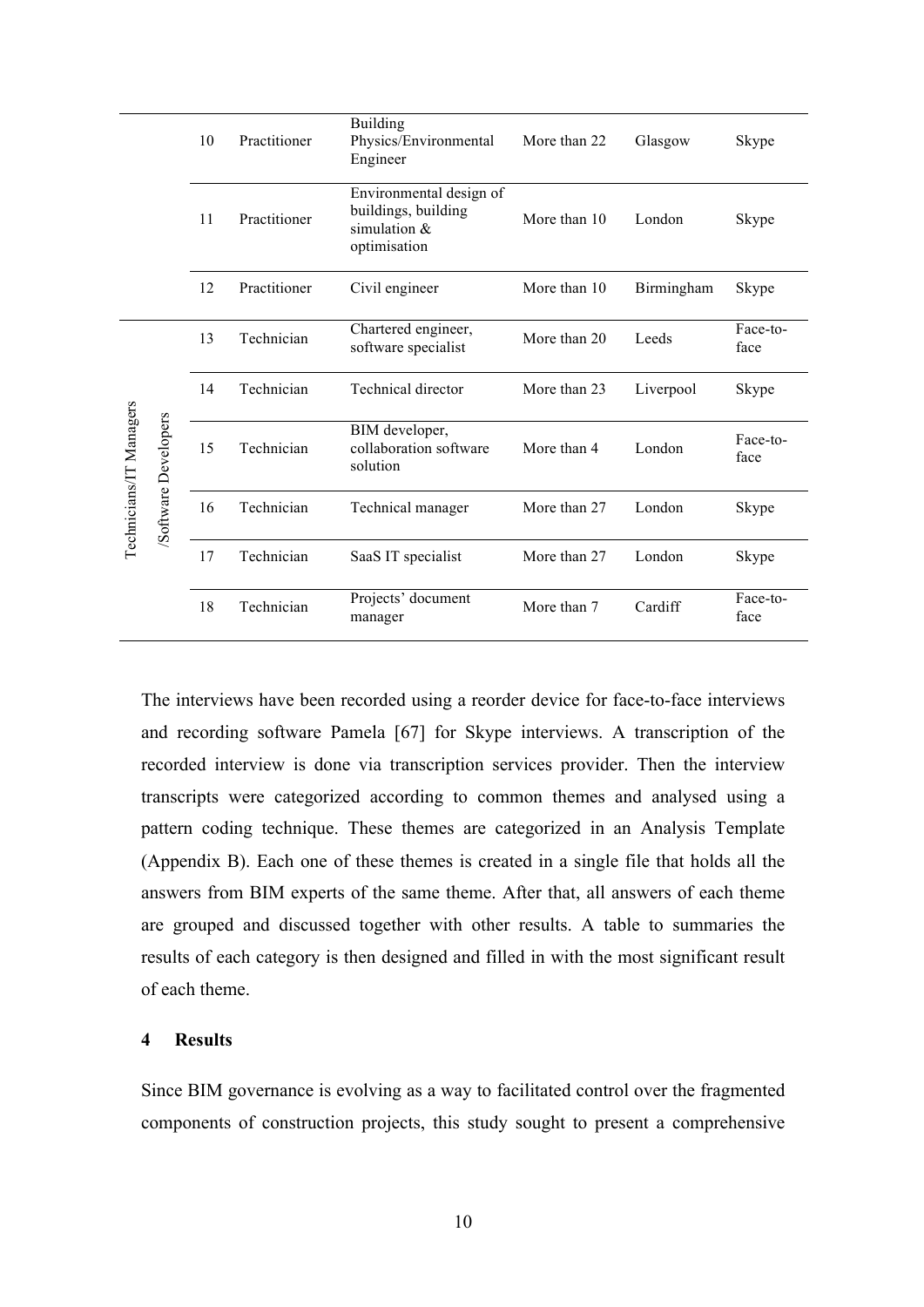| | | | | | | |
|---|---|---|---|---|---|---|
| | 10 | Practitioner | Building Physics/Environmental Engineer | More than 22 | Glasgow | Skype |
| | 11 | Practitioner | Environmental design of buildings, building simulation & optimisation | More than 10 | London | Skype |
| | 12 | Practitioner | Civil engineer | More than 10 | Birmingham | Skype |
| Technicians/IT Managers /Software Developers | 13 | Technician | Chartered engineer, software specialist | More than 20 | Leeds | Face-to-face |
| | 14 | Technician | Technical director | More than 23 | Liverpool | Skype |
| | 15 | Technician | BIM developer, collaboration software solution | More than 4 | London | Face-to-face |
| | 16 | Technician | Technical manager | More than 27 | London | Skype |
| | 17 | Technician | SaaS IT specialist | More than 27 | London | Skype |
| | 18 | Technician | Projects' document manager | More than 7 | Cardiff | Face-to-face |

The interviews have been recorded using a reorder device for face-to-face interviews and recording software Pamela [67] for Skype interviews. A transcription of the recorded interview is done via transcription services provider. Then the interview transcripts were categorized according to common themes and analysed using a pattern coding technique. These themes are categorized in an Analysis Template (Appendix B). Each one of these themes is created in a single file that holds all the answers from BIM experts of the same theme. After that, all answers of each theme are grouped and discussed together with other results. A table to summaries the results of each category is then designed and filled in with the most significant result of each theme.

## 4 Results

Since BIM governance is evolving as a way to facilitated control over the fragmented components of construction projects, this study sought to present a comprehensive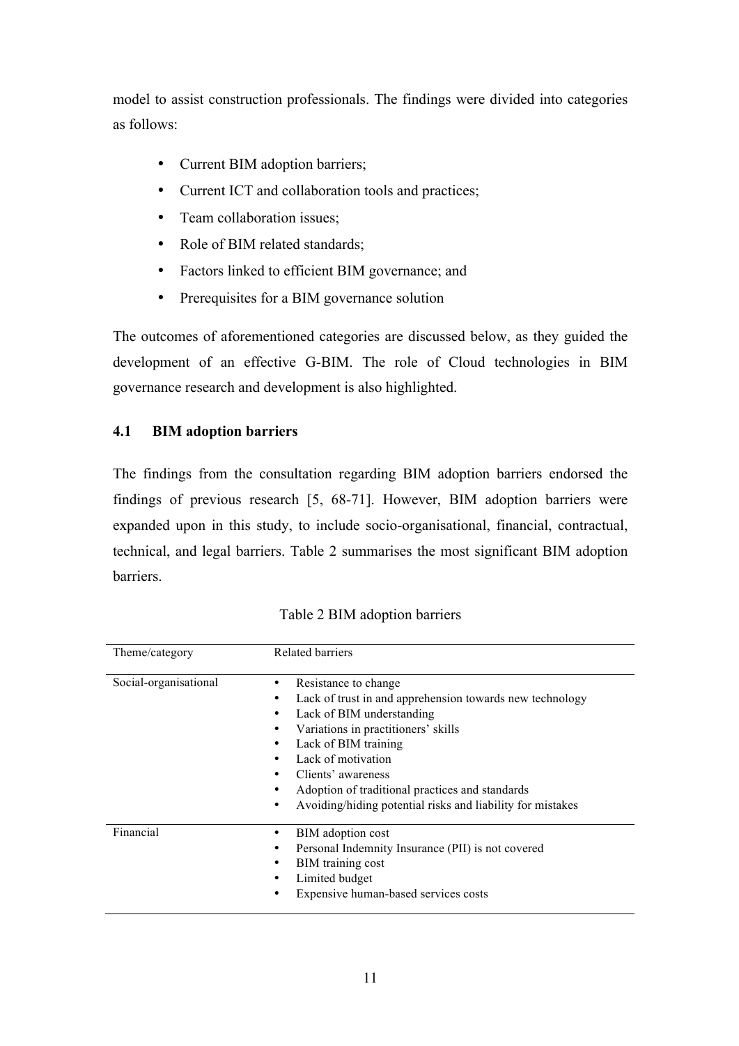model to assist construction professionals. The findings were divided into categories as follows:

- Current BIM adoption barriers;
- Current ICT and collaboration tools and practices;
- Team collaboration issues;
- Role of BIM related standards;
- Factors linked to efficient BIM governance; and
- Prerequisites for a BIM governance solution

The outcomes of aforementioned categories are discussed below, as they guided the development of an effective G-BIM. The role of Cloud technologies in BIM governance research and development is also highlighted.

## 4.1 BIM adoption barriers

The findings from the consultation regarding BIM adoption barriers endorsed the findings of previous research [5, 68-71]. However, BIM adoption barriers were expanded upon in this study, to include socio-organisational, financial, contractual, technical, and legal barriers. Table 2 summarises the most significant BIM adoption barriers.

Table 2 BIM adoption barriers

| Theme/category | Related barriers |
|---|---|
| Social-organisational | • Resistance to change<br>• Lack of trust in and apprehension towards new technology<br>• Lack of BIM understanding<br>• Variations in practitioners' skills<br>• Lack of BIM training<br>• Lack of motivation<br>• Clients' awareness<br>• Adoption of traditional practices and standards<br>• Avoiding/hiding potential risks and liability for mistakes |
| Financial | • BIM adoption cost<br>• Personal Indemnity Insurance (PII) is not covered<br>• BIM training cost<br>• Limited budget<br>• Expensive human-based services costs |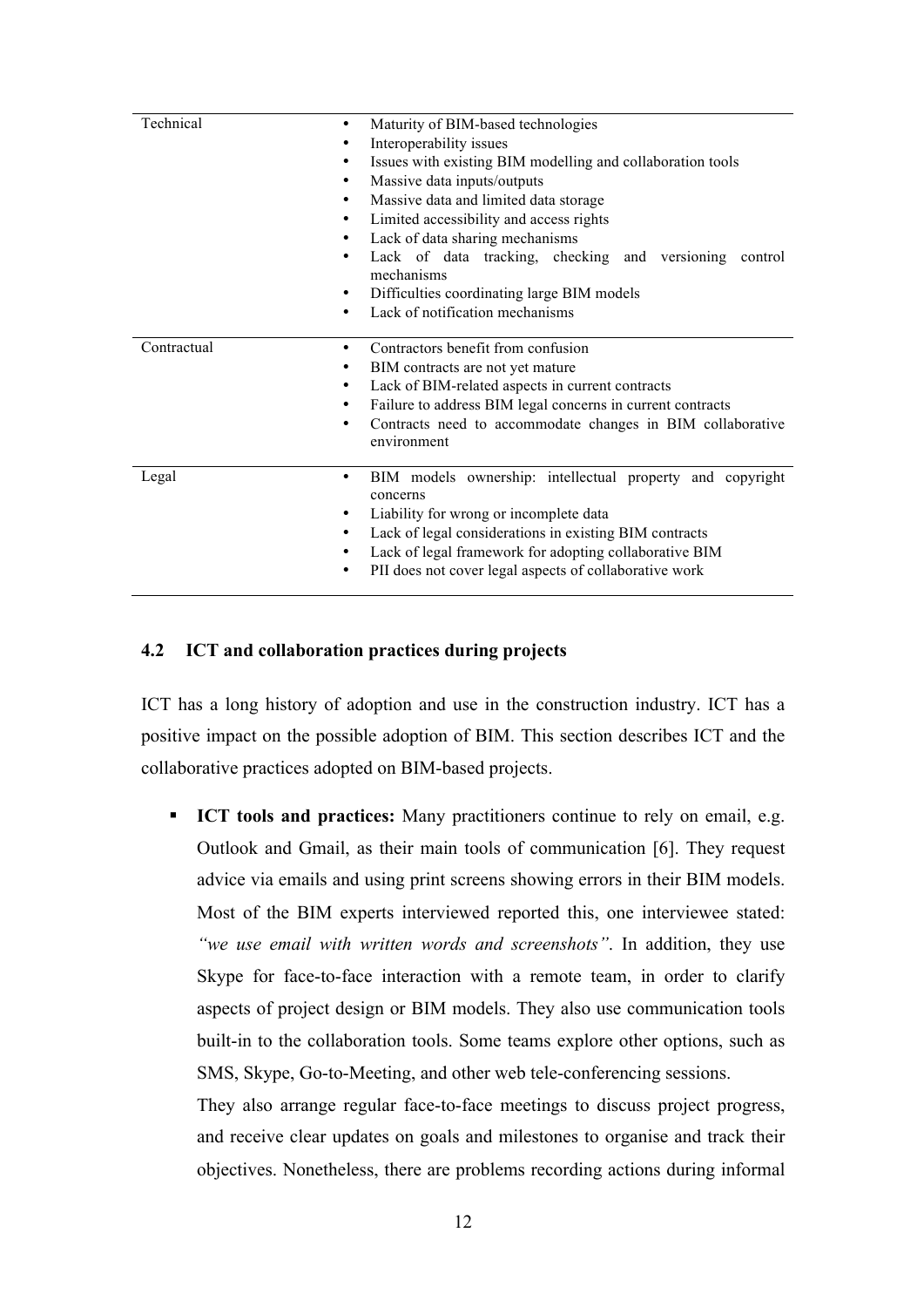| | |
|---|---|
| Technical | • Maturity of BIM-based technologies<br>• Interoperability issues<br>• Issues with existing BIM modelling and collaboration tools<br>• Massive data inputs/outputs<br>• Massive data and limited data storage<br>• Limited accessibility and access rights<br>• Lack of data sharing mechanisms<br>• Lack of data tracking, checking and versioning control mechanisms<br>• Difficulties coordinating large BIM models<br>• Lack of notification mechanisms |
| Contractual | • Contractors benefit from confusion<br>• BIM contracts are not yet mature<br>• Lack of BIM-related aspects in current contracts<br>• Failure to address BIM legal concerns in current contracts<br>• Contracts need to accommodate changes in BIM collaborative environment |
| Legal | • BIM models ownership: intellectual property and copyright concerns<br>• Liability for wrong or incomplete data<br>• Lack of legal considerations in existing BIM contracts<br>• Lack of legal framework for adopting collaborative BIM<br>• PII does not cover legal aspects of collaborative work |

### 4.2 ICT and collaboration practices during projects

ICT has a long history of adoption and use in the construction industry. ICT has a positive impact on the possible adoption of BIM. This section describes ICT and the collaborative practices adopted on BIM-based projects.

- **ICT tools and practices:** Many practitioners continue to rely on email, e.g. Outlook and Gmail, as their main tools of communication [6]. They request advice via emails and using print screens showing errors in their BIM models. Most of the BIM experts interviewed reported this, one interviewee stated: *"we use email with written words and screenshots"*. In addition, they use Skype for face-to-face interaction with a remote team, in order to clarify aspects of project design or BIM models. They also use communication tools built-in to the collaboration tools. Some teams explore other options, such as SMS, Skype, Go-to-Meeting, and other web tele-conferencing sessions.

  They also arrange regular face-to-face meetings to discuss project progress, and receive clear updates on goals and milestones to organise and track their objectives. Nonetheless, there are problems recording actions during informal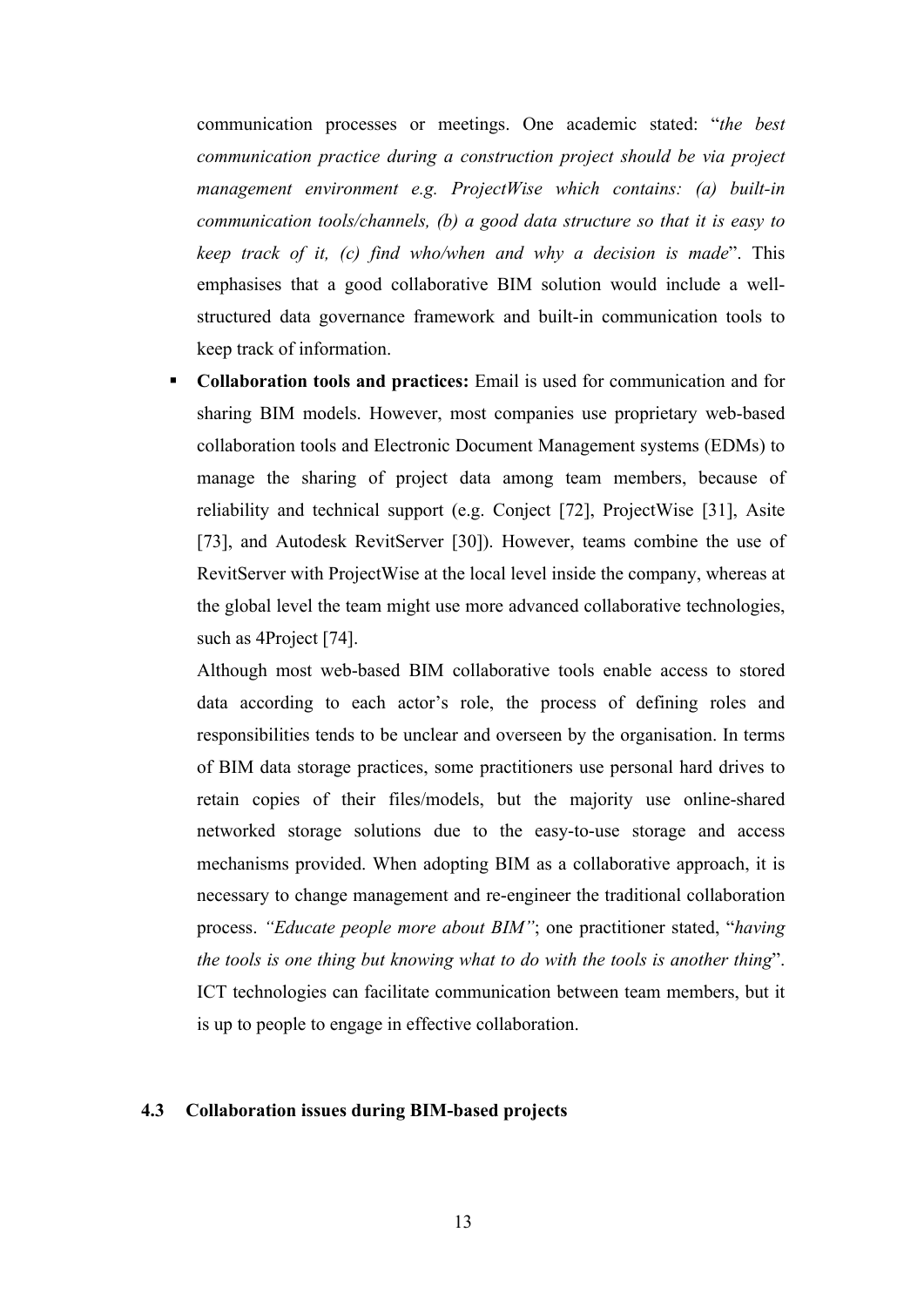communication processes or meetings. One academic stated: "*the best communication practice during a construction project should be via project management environment e.g. ProjectWise which contains: (a) built-in communication tools/channels, (b) a good data structure so that it is easy to keep track of it, (c) find who/when and why a decision is made*". This emphasises that a good collaborative BIM solution would include a well-structured data governance framework and built-in communication tools to keep track of information.

- **Collaboration tools and practices:** Email is used for communication and for sharing BIM models. However, most companies use proprietary web-based collaboration tools and Electronic Document Management systems (EDMs) to manage the sharing of project data among team members, because of reliability and technical support (e.g. Conject [72], ProjectWise [31], Asite [73], and Autodesk RevitServer [30]). However, teams combine the use of RevitServer with ProjectWise at the local level inside the company, whereas at the global level the team might use more advanced collaborative technologies, such as 4Project [74].

  Although most web-based BIM collaborative tools enable access to stored data according to each actor's role, the process of defining roles and responsibilities tends to be unclear and overseen by the organisation. In terms of BIM data storage practices, some practitioners use personal hard drives to retain copies of their files/models, but the majority use online-shared networked storage solutions due to the easy-to-use storage and access mechanisms provided. When adopting BIM as a collaborative approach, it is necessary to change management and re-engineer the traditional collaboration process. *"Educate people more about BIM"*; one practitioner stated, "*having the tools is one thing but knowing what to do with the tools is another thing*". ICT technologies can facilitate communication between team members, but it is up to people to engage in effective collaboration.

### 4.3 Collaboration issues during BIM-based projects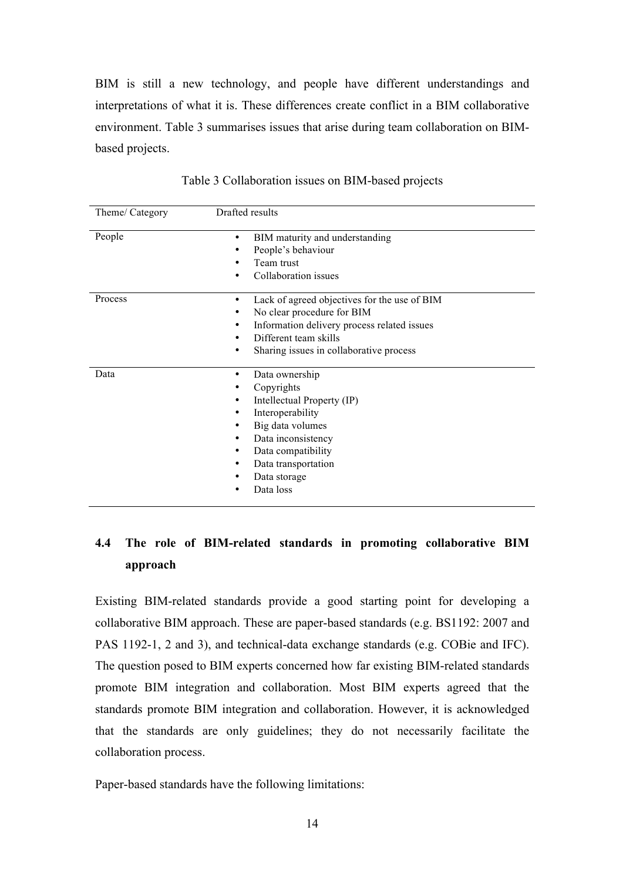BIM is still a new technology, and people have different understandings and interpretations of what it is. These differences create conflict in a BIM collaborative environment. Table 3 summarises issues that arise during team collaboration on BIM-based projects.

Table 3 Collaboration issues on BIM-based projects

| Theme/ Category | Drafted results |
|---|---|
| People | • BIM maturity and understanding<br>• People's behaviour<br>• Team trust<br>• Collaboration issues |
| Process | • Lack of agreed objectives for the use of BIM<br>• No clear procedure for BIM<br>• Information delivery process related issues<br>• Different team skills<br>• Sharing issues in collaborative process |
| Data | • Data ownership<br>• Copyrights<br>• Intellectual Property (IP)<br>• Interoperability<br>• Big data volumes<br>• Data inconsistency<br>• Data compatibility<br>• Data transportation<br>• Data storage<br>• Data loss |

## 4.4 The role of BIM-related standards in promoting collaborative BIM approach

Existing BIM-related standards provide a good starting point for developing a collaborative BIM approach. These are paper-based standards (e.g. BS1192: 2007 and PAS 1192-1, 2 and 3), and technical-data exchange standards (e.g. COBie and IFC). The question posed to BIM experts concerned how far existing BIM-related standards promote BIM integration and collaboration. Most BIM experts agreed that the standards promote BIM integration and collaboration. However, it is acknowledged that the standards are only guidelines; they do not necessarily facilitate the collaboration process.

Paper-based standards have the following limitations: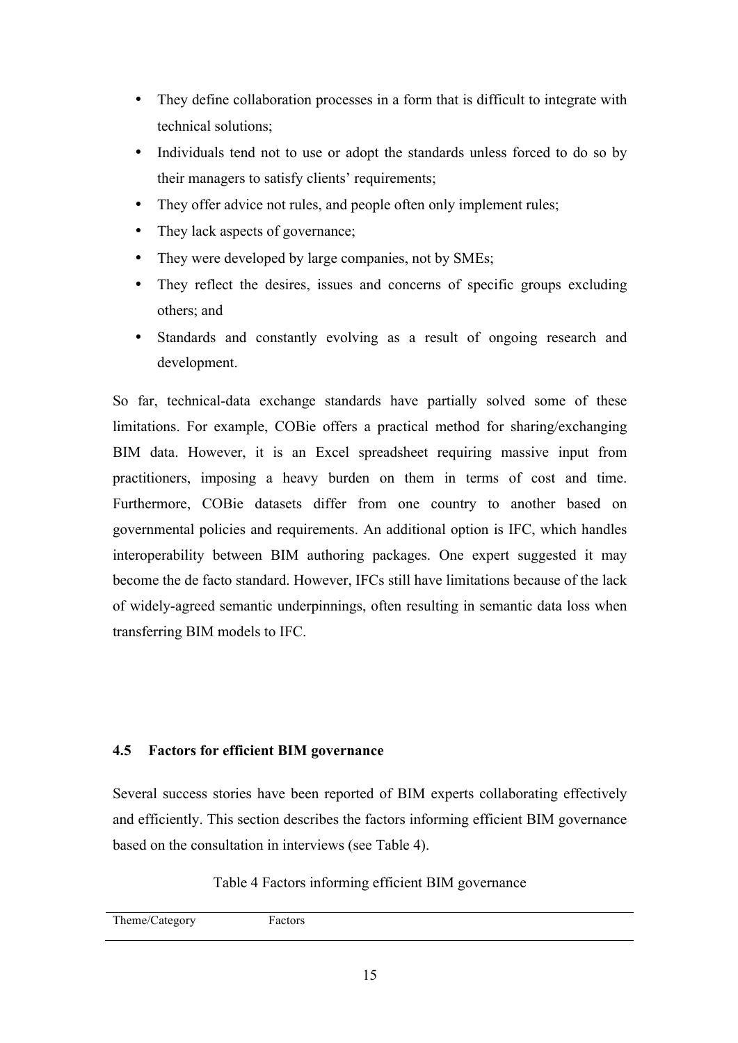- They define collaboration processes in a form that is difficult to integrate with technical solutions;
- Individuals tend not to use or adopt the standards unless forced to do so by their managers to satisfy clients' requirements;
- They offer advice not rules, and people often only implement rules;
- They lack aspects of governance;
- They were developed by large companies, not by SMEs;
- They reflect the desires, issues and concerns of specific groups excluding others; and
- Standards and constantly evolving as a result of ongoing research and development.

So far, technical-data exchange standards have partially solved some of these limitations. For example, COBie offers a practical method for sharing/exchanging BIM data. However, it is an Excel spreadsheet requiring massive input from practitioners, imposing a heavy burden on them in terms of cost and time. Furthermore, COBie datasets differ from one country to another based on governmental policies and requirements. An additional option is IFC, which handles interoperability between BIM authoring packages. One expert suggested it may become the de facto standard. However, IFCs still have limitations because of the lack of widely-agreed semantic underpinnings, often resulting in semantic data loss when transferring BIM models to IFC.

### 4.5 Factors for efficient BIM governance

Several success stories have been reported of BIM experts collaborating effectively and efficiently. This section describes the factors informing efficient BIM governance based on the consultation in interviews (see Table 4).

Table 4 Factors informing efficient BIM governance

| Theme/Category | Factors |
| --- | --- |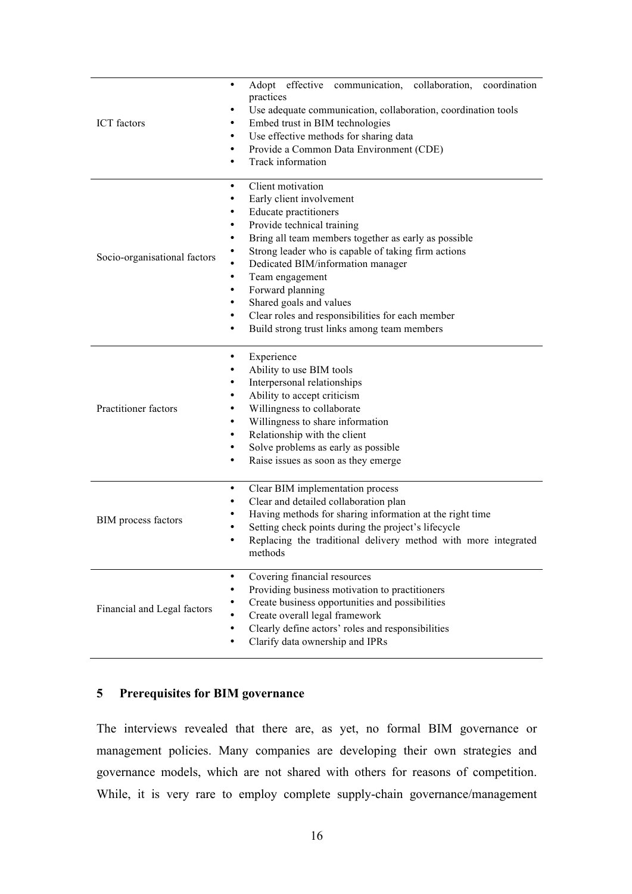| | |
|---|---|
| ICT factors | • Adopt effective communication, collaboration, coordination practices<br>• Use adequate communication, collaboration, coordination tools<br>• Embed trust in BIM technologies<br>• Use effective methods for sharing data<br>• Provide a Common Data Environment (CDE)<br>• Track information |
| Socio-organisational factors | • Client motivation<br>• Early client involvement<br>• Educate practitioners<br>• Provide technical training<br>• Bring all team members together as early as possible<br>• Strong leader who is capable of taking firm actions<br>• Dedicated BIM/information manager<br>• Team engagement<br>• Forward planning<br>• Shared goals and values<br>• Clear roles and responsibilities for each member<br>• Build strong trust links among team members |
| Practitioner factors | • Experience<br>• Ability to use BIM tools<br>• Interpersonal relationships<br>• Ability to accept criticism<br>• Willingness to collaborate<br>• Willingness to share information<br>• Relationship with the client<br>• Solve problems as early as possible<br>• Raise issues as soon as they emerge |
| BIM process factors | • Clear BIM implementation process<br>• Clear and detailed collaboration plan<br>• Having methods for sharing information at the right time<br>• Setting check points during the project's lifecycle<br>• Replacing the traditional delivery method with more integrated methods |
| Financial and Legal factors | • Covering financial resources<br>• Providing business motivation to practitioners<br>• Create business opportunities and possibilities<br>• Create overall legal framework<br>• Clearly define actors' roles and responsibilities<br>• Clarify data ownership and IPRs |

## 5 Prerequisites for BIM governance

The interviews revealed that there are, as yet, no formal BIM governance or management policies. Many companies are developing their own strategies and governance models, which are not shared with others for reasons of competition. While, it is very rare to employ complete supply-chain governance/management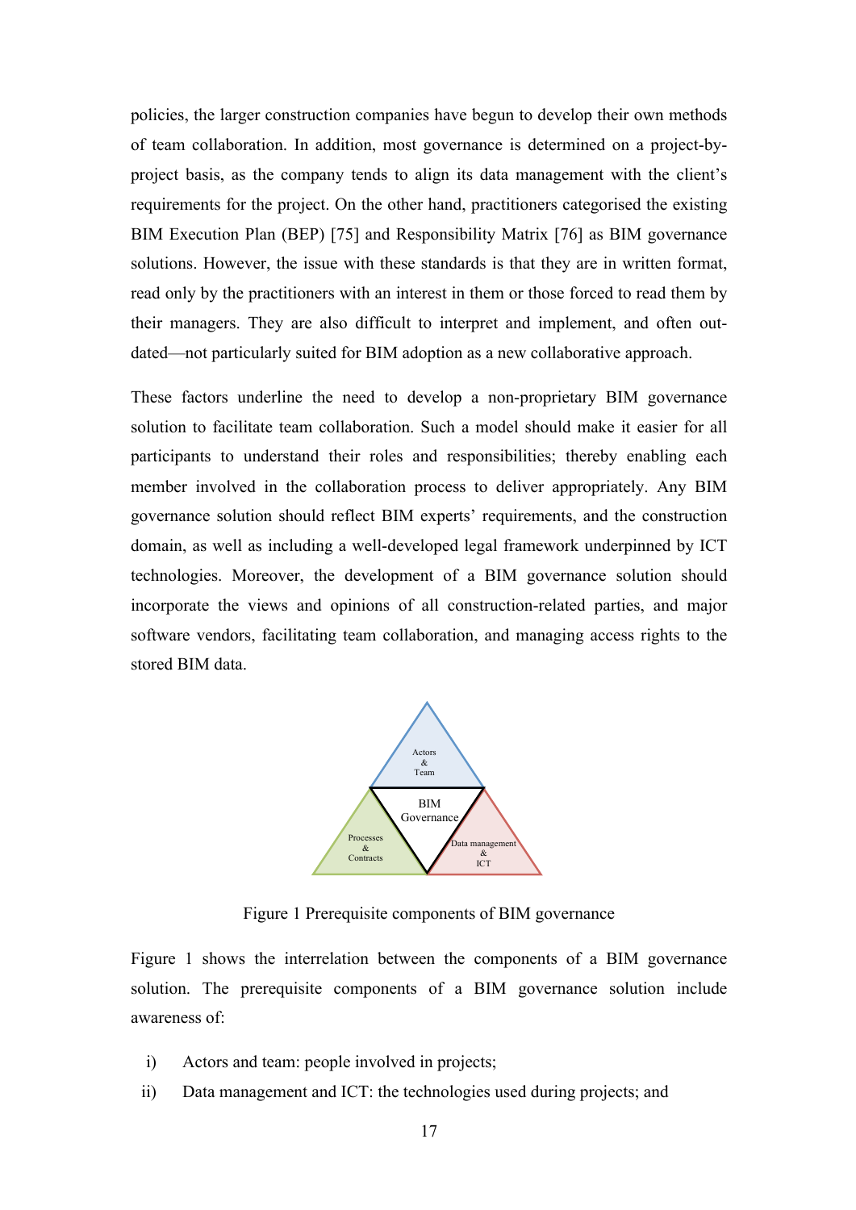policies, the larger construction companies have begun to develop their own methods of team collaboration. In addition, most governance is determined on a project-by-project basis, as the company tends to align its data management with the client's requirements for the project. On the other hand, practitioners categorised the existing BIM Execution Plan (BEP) [75] and Responsibility Matrix [76] as BIM governance solutions. However, the issue with these standards is that they are in written format, read only by the practitioners with an interest in them or those forced to read them by their managers. They are also difficult to interpret and implement, and often out-dated—not particularly suited for BIM adoption as a new collaborative approach.

These factors underline the need to develop a non-proprietary BIM governance solution to facilitate team collaboration. Such a model should make it easier for all participants to understand their roles and responsibilities; thereby enabling each member involved in the collaboration process to deliver appropriately. Any BIM governance solution should reflect BIM experts' requirements, and the construction domain, as well as including a well-developed legal framework underpinned by ICT technologies. Moreover, the development of a BIM governance solution should incorporate the views and opinions of all construction-related parties, and major software vendors, facilitating team collaboration, and managing access rights to the stored BIM data.

Figure 1 Prerequisite components of BIM governance

Figure 1 shows the interrelation between the components of a BIM governance solution. The prerequisite components of a BIM governance solution include awareness of:

i) Actors and team: people involved in projects;
ii) Data management and ICT: the technologies used during projects; and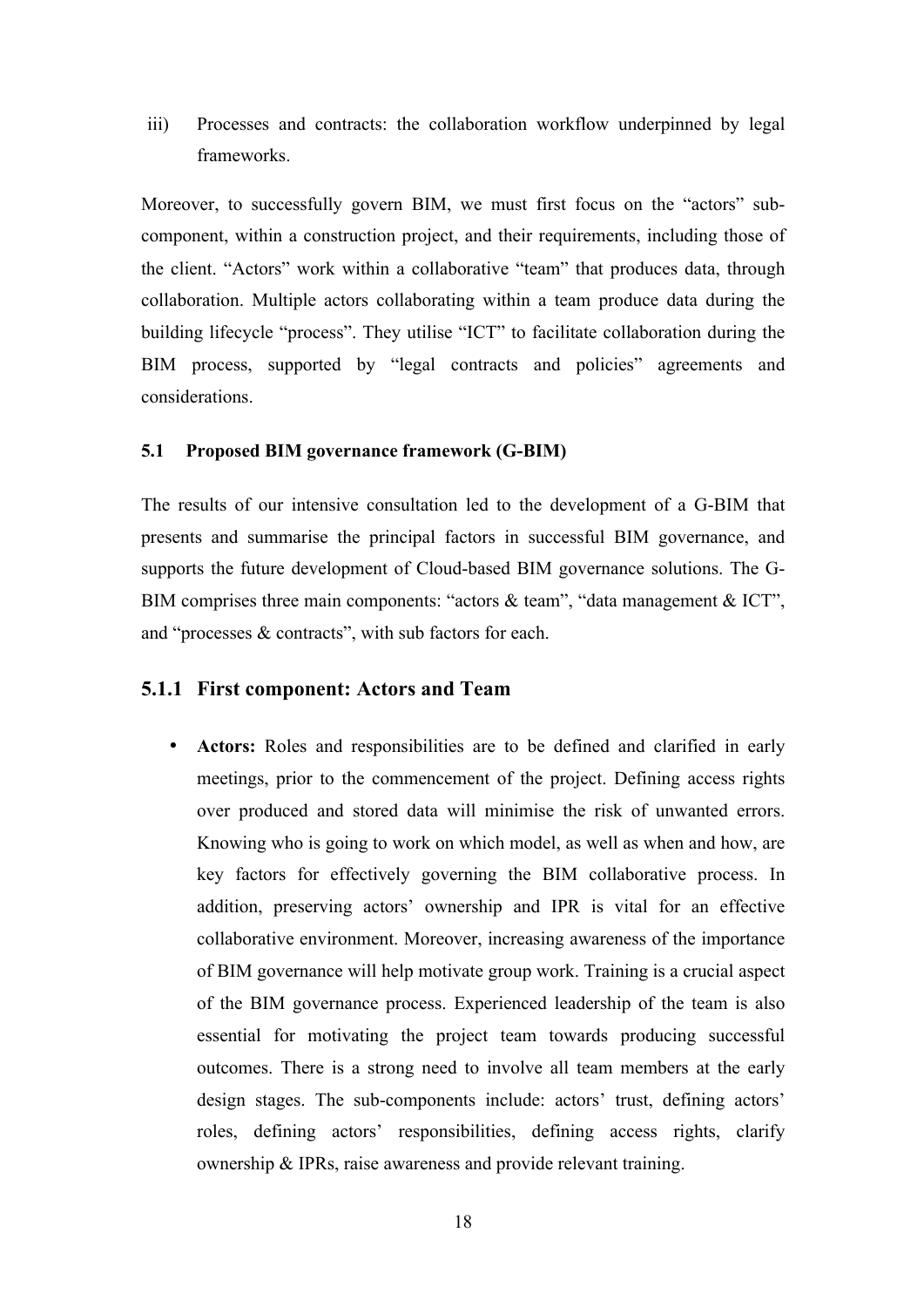iii) Processes and contracts: the collaboration workflow underpinned by legal frameworks.

Moreover, to successfully govern BIM, we must first focus on the "actors" sub-component, within a construction project, and their requirements, including those of the client. "Actors" work within a collaborative "team" that produces data, through collaboration. Multiple actors collaborating within a team produce data during the building lifecycle "process". They utilise "ICT" to facilitate collaboration during the BIM process, supported by "legal contracts and policies" agreements and considerations.

#### 5.1 Proposed BIM governance framework (G-BIM)

The results of our intensive consultation led to the development of a G-BIM that presents and summarise the principal factors in successful BIM governance, and supports the future development of Cloud-based BIM governance solutions. The G-BIM comprises three main components: "actors & team", "data management & ICT", and "processes & contracts", with sub factors for each.

### 5.1.1 First component: Actors and Team

- **Actors:** Roles and responsibilities are to be defined and clarified in early meetings, prior to the commencement of the project. Defining access rights over produced and stored data will minimise the risk of unwanted errors. Knowing who is going to work on which model, as well as when and how, are key factors for effectively governing the BIM collaborative process. In addition, preserving actors' ownership and IPR is vital for an effective collaborative environment. Moreover, increasing awareness of the importance of BIM governance will help motivate group work. Training is a crucial aspect of the BIM governance process. Experienced leadership of the team is also essential for motivating the project team towards producing successful outcomes. There is a strong need to involve all team members at the early design stages. The sub-components include: actors' trust, defining actors' roles, defining actors' responsibilities, defining access rights, clarify ownership & IPRs, raise awareness and provide relevant training.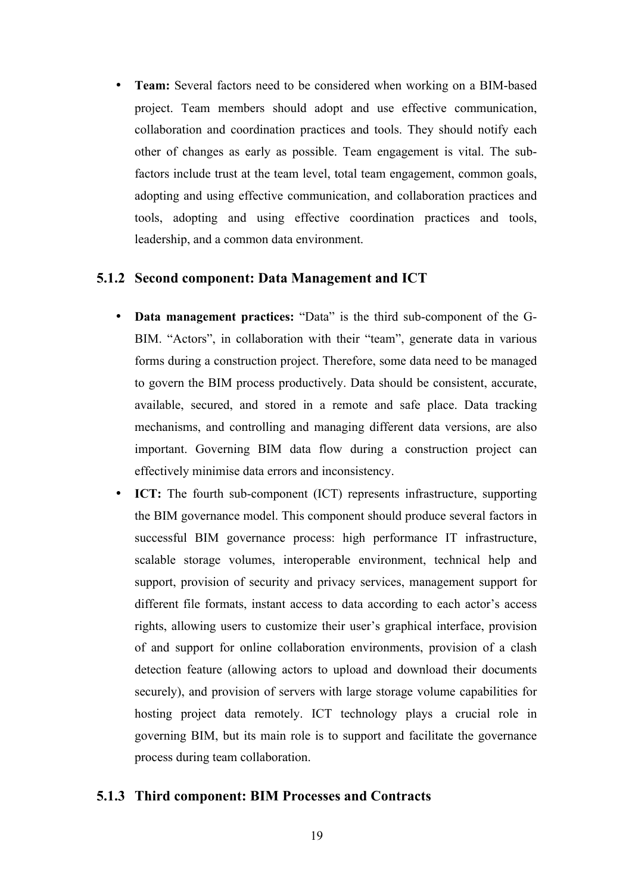- **Team:** Several factors need to be considered when working on a BIM-based project. Team members should adopt and use effective communication, collaboration and coordination practices and tools. They should notify each other of changes as early as possible. Team engagement is vital. The sub-factors include trust at the team level, total team engagement, common goals, adopting and using effective communication, and collaboration practices and tools, adopting and using effective coordination practices and tools, leadership, and a common data environment.

### 5.1.2 Second component: Data Management and ICT

- **Data management practices:** "Data" is the third sub-component of the G-BIM. "Actors", in collaboration with their "team", generate data in various forms during a construction project. Therefore, some data need to be managed to govern the BIM process productively. Data should be consistent, accurate, available, secured, and stored in a remote and safe place. Data tracking mechanisms, and controlling and managing different data versions, are also important. Governing BIM data flow during a construction project can effectively minimise data errors and inconsistency.
- **ICT:** The fourth sub-component (ICT) represents infrastructure, supporting the BIM governance model. This component should produce several factors in successful BIM governance process: high performance IT infrastructure, scalable storage volumes, interoperable environment, technical help and support, provision of security and privacy services, management support for different file formats, instant access to data according to each actor's access rights, allowing users to customize their user's graphical interface, provision of and support for online collaboration environments, provision of a clash detection feature (allowing actors to upload and download their documents securely), and provision of servers with large storage volume capabilities for hosting project data remotely. ICT technology plays a crucial role in governing BIM, but its main role is to support and facilitate the governance process during team collaboration.

### 5.1.3 Third component: BIM Processes and Contracts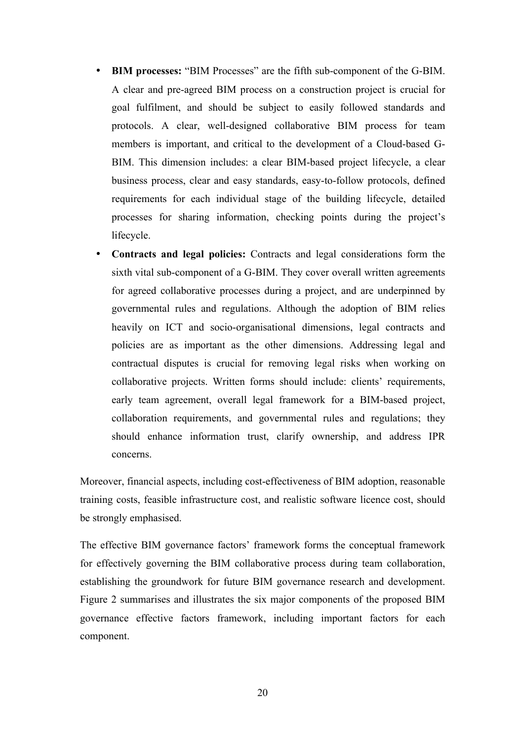- **BIM processes:** "BIM Processes" are the fifth sub-component of the G-BIM. A clear and pre-agreed BIM process on a construction project is crucial for goal fulfilment, and should be subject to easily followed standards and protocols. A clear, well-designed collaborative BIM process for team members is important, and critical to the development of a Cloud-based G-BIM. This dimension includes: a clear BIM-based project lifecycle, a clear business process, clear and easy standards, easy-to-follow protocols, defined requirements for each individual stage of the building lifecycle, detailed processes for sharing information, checking points during the project's lifecycle.
- **Contracts and legal policies:** Contracts and legal considerations form the sixth vital sub-component of a G-BIM. They cover overall written agreements for agreed collaborative processes during a project, and are underpinned by governmental rules and regulations. Although the adoption of BIM relies heavily on ICT and socio-organisational dimensions, legal contracts and policies are as important as the other dimensions. Addressing legal and contractual disputes is crucial for removing legal risks when working on collaborative projects. Written forms should include: clients' requirements, early team agreement, overall legal framework for a BIM-based project, collaboration requirements, and governmental rules and regulations; they should enhance information trust, clarify ownership, and address IPR concerns.

Moreover, financial aspects, including cost-effectiveness of BIM adoption, reasonable training costs, feasible infrastructure cost, and realistic software licence cost, should be strongly emphasised.

The effective BIM governance factors' framework forms the conceptual framework for effectively governing the BIM collaborative process during team collaboration, establishing the groundwork for future BIM governance research and development. Figure 2 summarises and illustrates the six major components of the proposed BIM governance effective factors framework, including important factors for each component.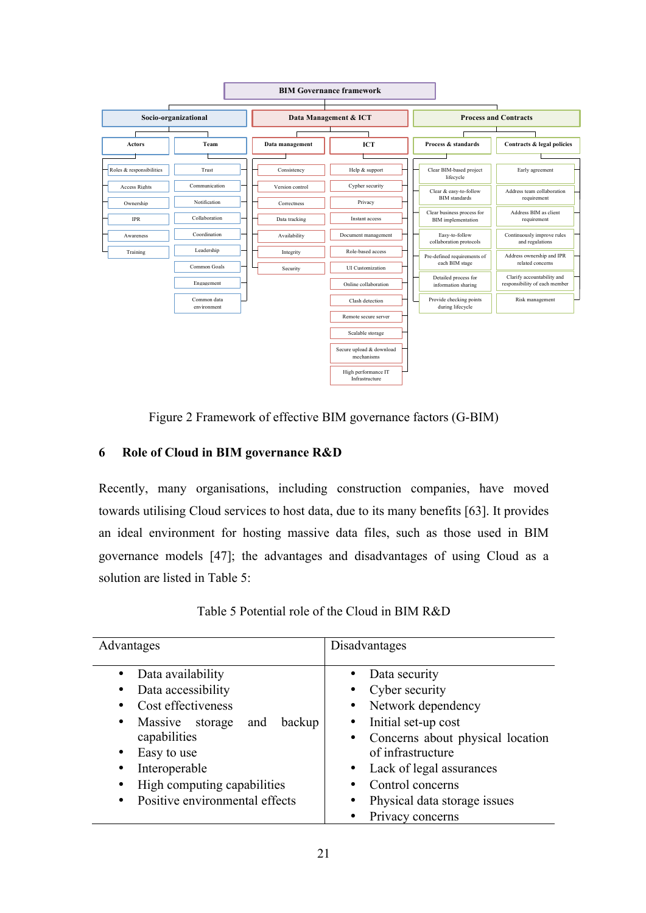- **BIM Governance framework**
  - **Socio-organizational**
    - **Actors**
      - Roles & responsibilities
      - Access Rights
      - Ownership
      - IPR
      - Awareness
      - Training
    - **Team**
      - Trust
      - Communication
      - Notification
      - Collaboration
      - Coordination
      - Leadership
      - Common Goals
      - Engagement
      - Common data environment
  - **Data Management & ICT**
    - **Data management**
      - Consistency
      - Version control
      - Correctness
      - Data tracking
      - Availability
      - Integrity
      - Security
    - **ICT**
      - Help & support
      - Cypher security
      - Privacy
      - Instant access
      - Document management
      - Role-based access
      - UI Customization
      - Online collaboration
      - Clash detection
      - Remote secure server
      - Scalable storage
      - Secure upload & download mechanisms
      - High performance IT Infrastructure
  - **Process and Contracts**
    - **Process & standards**
      - Clear BIM-based project lifecycle
      - Clear & easy-to-follow BIM standards
      - Clear business process for BIM implementation
      - Easy-to-follow collaboration protocols
      - Pre-defined requirements of each BIM stage
      - Detailed process for information sharing
      - Provide checking points during lifecycle
    - **Contracts & legal policies**
      - Early agreement
      - Address team collaboration requirement
      - Address BIM as client requirement
      - Continuously improve rules and regulations
      - Address ownership and IPR related concerns
      - Clarify accountability and responsibility of each member
      - Risk management

Figure 2 Framework of effective BIM governance factors (G-BIM)

## 6 Role of Cloud in BIM governance R&D

Recently, many organisations, including construction companies, have moved towards utilising Cloud services to host data, due to its many benefits [63]. It provides an ideal environment for hosting massive data files, such as those used in BIM governance models [47]; the advantages and disadvantages of using Cloud as a solution are listed in Table 5:

Table 5 Potential role of the Cloud in BIM R&D

| Advantages | Disadvantages |
|---|---|
| • Data availability<br>• Data accessibility<br>• Cost effectiveness<br>• Massive storage and backup capabilities<br>• Easy to use<br>• Interoperable<br>• High computing capabilities<br>• Positive environmental effects | • Data security<br>• Cyber security<br>• Network dependency<br>• Initial set-up cost<br>• Concerns about physical location of infrastructure<br>• Lack of legal assurances<br>• Control concerns<br>• Physical data storage issues<br>• Privacy concerns |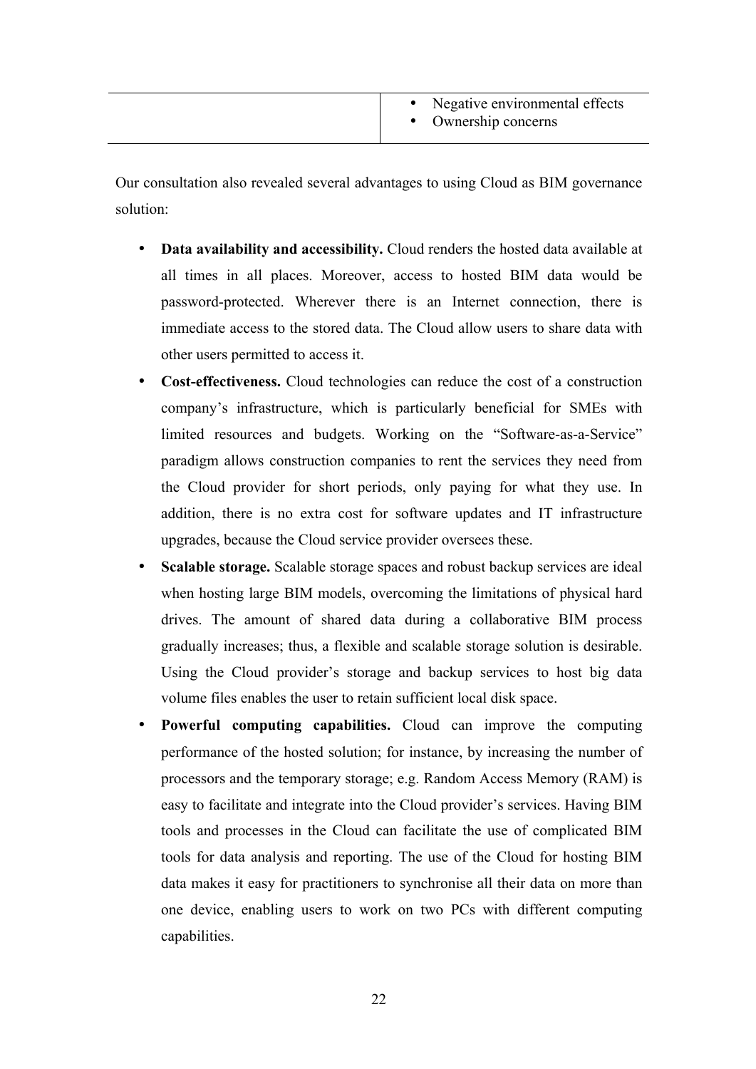| | |
|---|---|
| | • Negative environmental effects<br>• Ownership concerns |

Our consultation also revealed several advantages to using Cloud as BIM governance solution:

- **Data availability and accessibility.** Cloud renders the hosted data available at all times in all places. Moreover, access to hosted BIM data would be password-protected. Wherever there is an Internet connection, there is immediate access to the stored data. The Cloud allow users to share data with other users permitted to access it.
- **Cost-effectiveness.** Cloud technologies can reduce the cost of a construction company's infrastructure, which is particularly beneficial for SMEs with limited resources and budgets. Working on the "Software-as-a-Service" paradigm allows construction companies to rent the services they need from the Cloud provider for short periods, only paying for what they use. In addition, there is no extra cost for software updates and IT infrastructure upgrades, because the Cloud service provider oversees these.
- **Scalable storage.** Scalable storage spaces and robust backup services are ideal when hosting large BIM models, overcoming the limitations of physical hard drives. The amount of shared data during a collaborative BIM process gradually increases; thus, a flexible and scalable storage solution is desirable. Using the Cloud provider's storage and backup services to host big data volume files enables the user to retain sufficient local disk space.
- **Powerful computing capabilities.** Cloud can improve the computing performance of the hosted solution; for instance, by increasing the number of processors and the temporary storage; e.g. Random Access Memory (RAM) is easy to facilitate and integrate into the Cloud provider's services. Having BIM tools and processes in the Cloud can facilitate the use of complicated BIM tools for data analysis and reporting. The use of the Cloud for hosting BIM data makes it easy for practitioners to synchronise all their data on more than one device, enabling users to work on two PCs with different computing capabilities.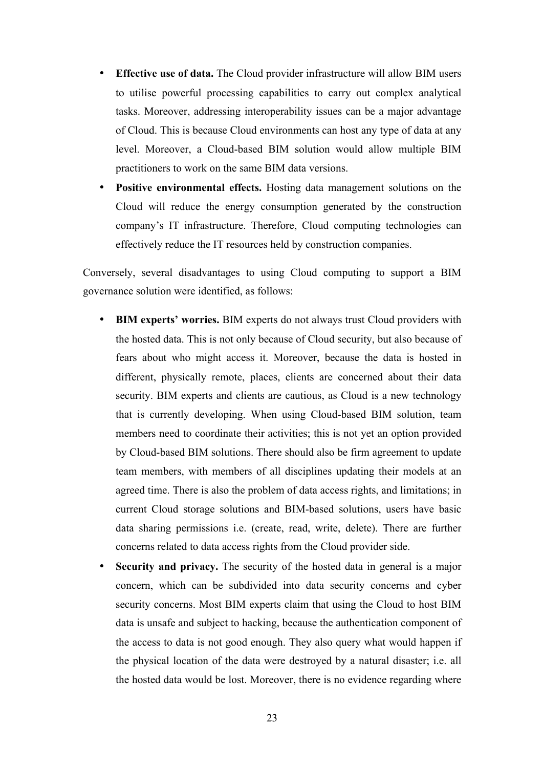- **Effective use of data.** The Cloud provider infrastructure will allow BIM users to utilise powerful processing capabilities to carry out complex analytical tasks. Moreover, addressing interoperability issues can be a major advantage of Cloud. This is because Cloud environments can host any type of data at any level. Moreover, a Cloud-based BIM solution would allow multiple BIM practitioners to work on the same BIM data versions.
- **Positive environmental effects.** Hosting data management solutions on the Cloud will reduce the energy consumption generated by the construction company's IT infrastructure. Therefore, Cloud computing technologies can effectively reduce the IT resources held by construction companies.

Conversely, several disadvantages to using Cloud computing to support a BIM governance solution were identified, as follows:

- **BIM experts' worries.** BIM experts do not always trust Cloud providers with the hosted data. This is not only because of Cloud security, but also because of fears about who might access it. Moreover, because the data is hosted in different, physically remote, places, clients are concerned about their data security. BIM experts and clients are cautious, as Cloud is a new technology that is currently developing. When using Cloud-based BIM solution, team members need to coordinate their activities; this is not yet an option provided by Cloud-based BIM solutions. There should also be firm agreement to update team members, with members of all disciplines updating their models at an agreed time. There is also the problem of data access rights, and limitations; in current Cloud storage solutions and BIM-based solutions, users have basic data sharing permissions i.e. (create, read, write, delete). There are further concerns related to data access rights from the Cloud provider side.
- **Security and privacy.** The security of the hosted data in general is a major concern, which can be subdivided into data security concerns and cyber security concerns. Most BIM experts claim that using the Cloud to host BIM data is unsafe and subject to hacking, because the authentication component of the access to data is not good enough. They also query what would happen if the physical location of the data were destroyed by a natural disaster; i.e. all the hosted data would be lost. Moreover, there is no evidence regarding where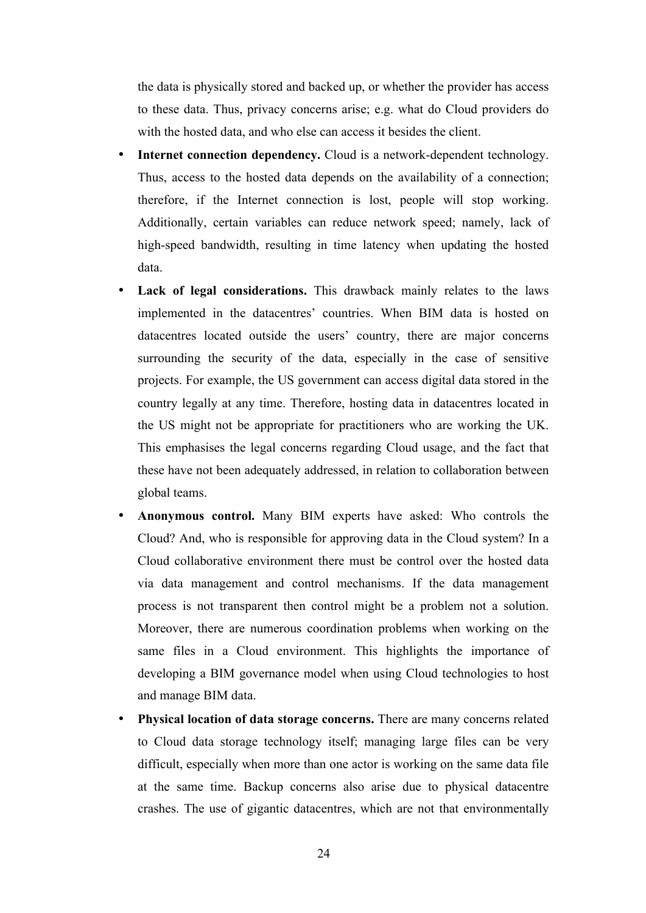the data is physically stored and backed up, or whether the provider has access to these data. Thus, privacy concerns arise; e.g. what do Cloud providers do with the hosted data, and who else can access it besides the client.

- **Internet connection dependency.** Cloud is a network-dependent technology. Thus, access to the hosted data depends on the availability of a connection; therefore, if the Internet connection is lost, people will stop working. Additionally, certain variables can reduce network speed; namely, lack of high-speed bandwidth, resulting in time latency when updating the hosted data.
- **Lack of legal considerations.** This drawback mainly relates to the laws implemented in the datacentres' countries. When BIM data is hosted on datacentres located outside the users' country, there are major concerns surrounding the security of the data, especially in the case of sensitive projects. For example, the US government can access digital data stored in the country legally at any time. Therefore, hosting data in datacentres located in the US might not be appropriate for practitioners who are working the UK. This emphasises the legal concerns regarding Cloud usage, and the fact that these have not been adequately addressed, in relation to collaboration between global teams.
- **Anonymous control.** Many BIM experts have asked: Who controls the Cloud? And, who is responsible for approving data in the Cloud system? In a Cloud collaborative environment there must be control over the hosted data via data management and control mechanisms. If the data management process is not transparent then control might be a problem not a solution. Moreover, there are numerous coordination problems when working on the same files in a Cloud environment. This highlights the importance of developing a BIM governance model when using Cloud technologies to host and manage BIM data.
- **Physical location of data storage concerns.** There are many concerns related to Cloud data storage technology itself; managing large files can be very difficult, especially when more than one actor is working on the same data file at the same time. Backup concerns also arise due to physical datacentre crashes. The use of gigantic datacentres, which are not that environmentally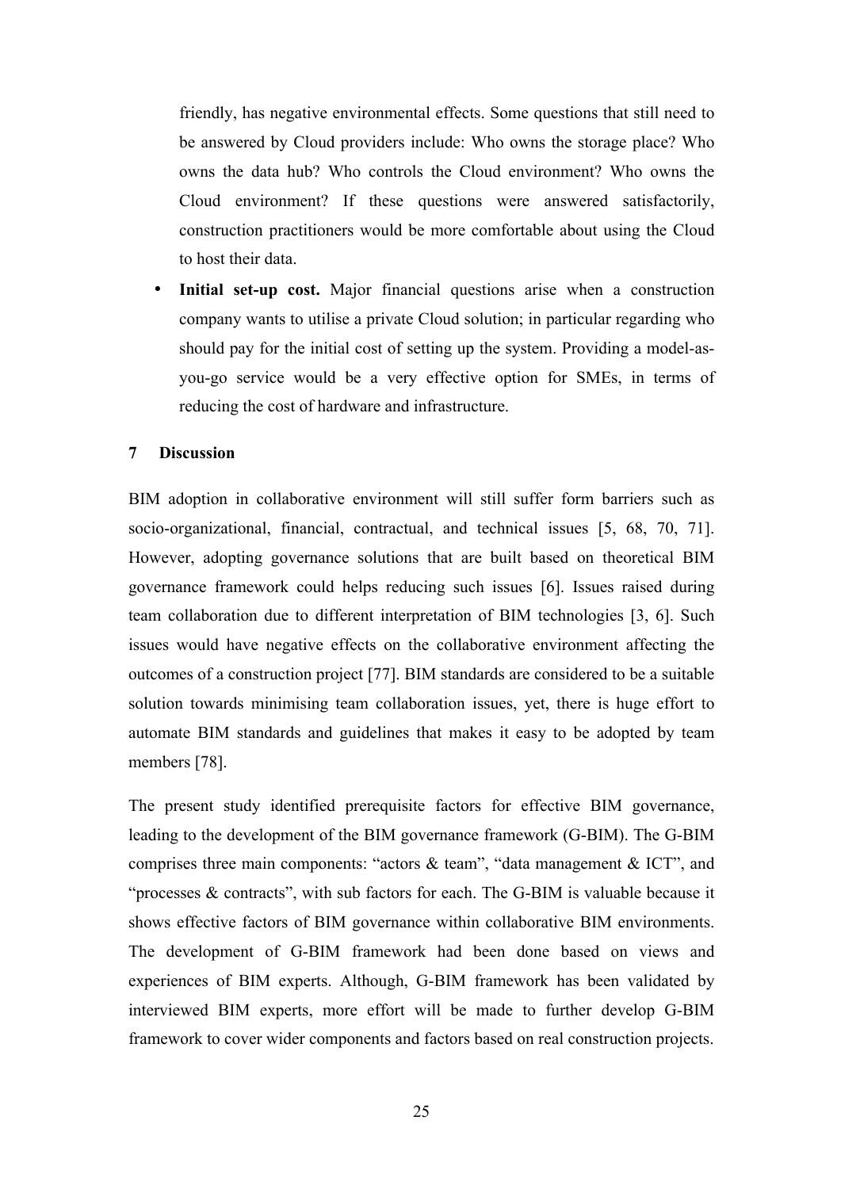friendly, has negative environmental effects. Some questions that still need to be answered by Cloud providers include: Who owns the storage place? Who owns the data hub? Who controls the Cloud environment? Who owns the Cloud environment? If these questions were answered satisfactorily, construction practitioners would be more comfortable about using the Cloud to host their data.

- **Initial set-up cost.** Major financial questions arise when a construction company wants to utilise a private Cloud solution; in particular regarding who should pay for the initial cost of setting up the system. Providing a model-as-you-go service would be a very effective option for SMEs, in terms of reducing the cost of hardware and infrastructure.

## 7 Discussion

BIM adoption in collaborative environment will still suffer form barriers such as socio-organizational, financial, contractual, and technical issues [5, 68, 70, 71]. However, adopting governance solutions that are built based on theoretical BIM governance framework could helps reducing such issues [6]. Issues raised during team collaboration due to different interpretation of BIM technologies [3, 6]. Such issues would have negative effects on the collaborative environment affecting the outcomes of a construction project [77]. BIM standards are considered to be a suitable solution towards minimising team collaboration issues, yet, there is huge effort to automate BIM standards and guidelines that makes it easy to be adopted by team members [78].

The present study identified prerequisite factors for effective BIM governance, leading to the development of the BIM governance framework (G-BIM). The G-BIM comprises three main components: "actors & team", "data management & ICT", and "processes & contracts", with sub factors for each. The G-BIM is valuable because it shows effective factors of BIM governance within collaborative BIM environments. The development of G-BIM framework had been done based on views and experiences of BIM experts. Although, G-BIM framework has been validated by interviewed BIM experts, more effort will be made to further develop G-BIM framework to cover wider components and factors based on real construction projects.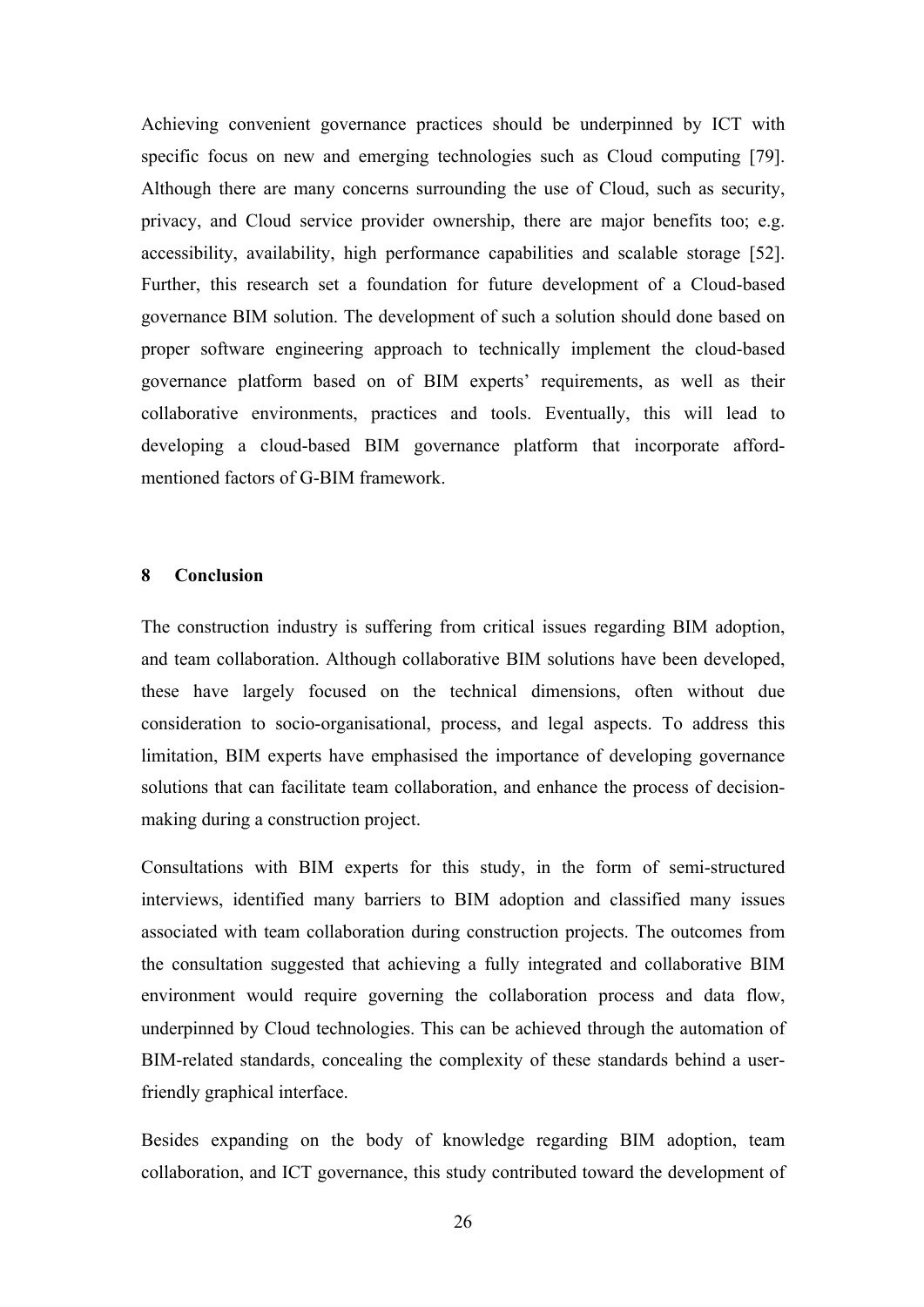Achieving convenient governance practices should be underpinned by ICT with specific focus on new and emerging technologies such as Cloud computing [79]. Although there are many concerns surrounding the use of Cloud, such as security, privacy, and Cloud service provider ownership, there are major benefits too; e.g. accessibility, availability, high performance capabilities and scalable storage [52]. Further, this research set a foundation for future development of a Cloud-based governance BIM solution. The development of such a solution should done based on proper software engineering approach to technically implement the cloud-based governance platform based on of BIM experts' requirements, as well as their collaborative environments, practices and tools. Eventually, this will lead to developing a cloud-based BIM governance platform that incorporate afford-mentioned factors of G-BIM framework.

## 8 Conclusion

The construction industry is suffering from critical issues regarding BIM adoption, and team collaboration. Although collaborative BIM solutions have been developed, these have largely focused on the technical dimensions, often without due consideration to socio-organisational, process, and legal aspects. To address this limitation, BIM experts have emphasised the importance of developing governance solutions that can facilitate team collaboration, and enhance the process of decision-making during a construction project.

Consultations with BIM experts for this study, in the form of semi-structured interviews, identified many barriers to BIM adoption and classified many issues associated with team collaboration during construction projects. The outcomes from the consultation suggested that achieving a fully integrated and collaborative BIM environment would require governing the collaboration process and data flow, underpinned by Cloud technologies. This can be achieved through the automation of BIM-related standards, concealing the complexity of these standards behind a user-friendly graphical interface.

Besides expanding on the body of knowledge regarding BIM adoption, team collaboration, and ICT governance, this study contributed toward the development of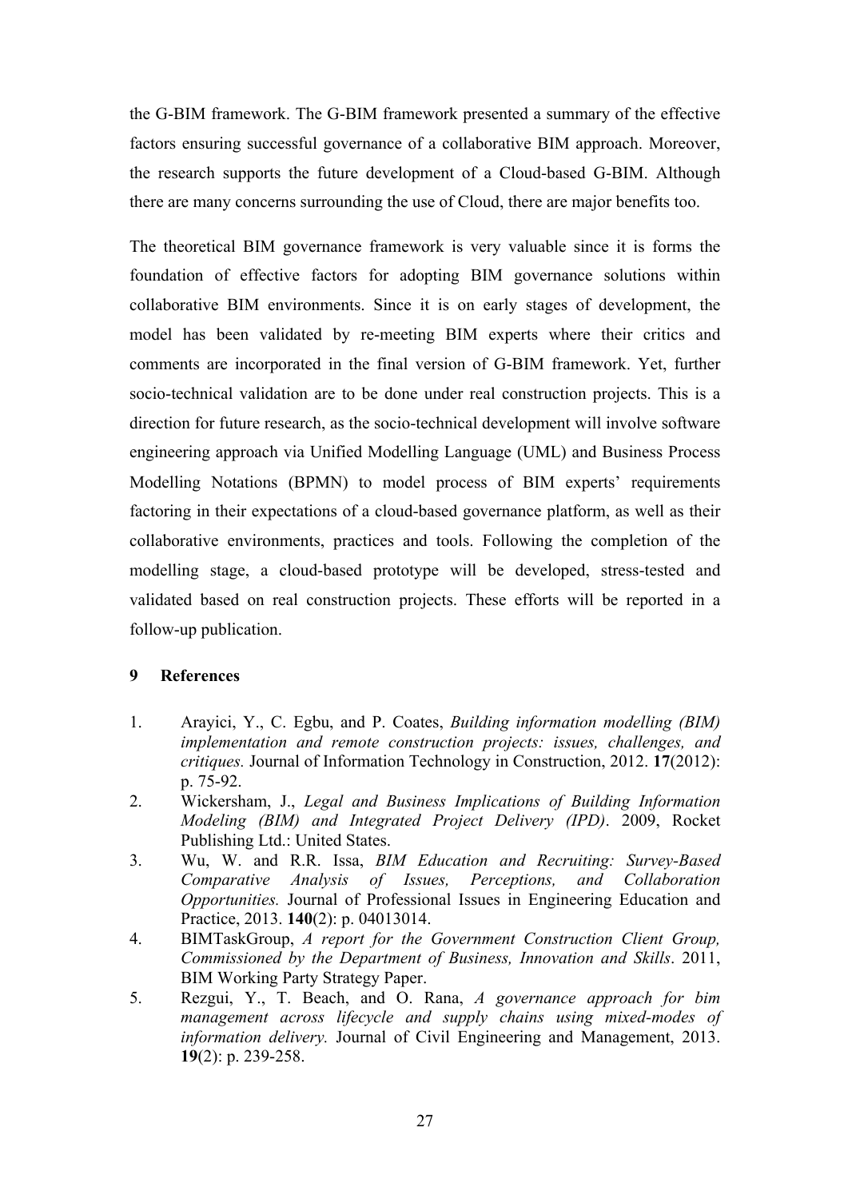the G-BIM framework. The G-BIM framework presented a summary of the effective factors ensuring successful governance of a collaborative BIM approach. Moreover, the research supports the future development of a Cloud-based G-BIM. Although there are many concerns surrounding the use of Cloud, there are major benefits too.

The theoretical BIM governance framework is very valuable since it is forms the foundation of effective factors for adopting BIM governance solutions within collaborative BIM environments. Since it is on early stages of development, the model has been validated by re-meeting BIM experts where their critics and comments are incorporated in the final version of G-BIM framework. Yet, further socio-technical validation are to be done under real construction projects. This is a direction for future research, as the socio-technical development will involve software engineering approach via Unified Modelling Language (UML) and Business Process Modelling Notations (BPMN) to model process of BIM experts' requirements factoring in their expectations of a cloud-based governance platform, as well as their collaborative environments, practices and tools. Following the completion of the modelling stage, a cloud-based prototype will be developed, stress-tested and validated based on real construction projects. These efforts will be reported in a follow-up publication.

## 9 References

1. Arayici, Y., C. Egbu, and P. Coates, *Building information modelling (BIM) implementation and remote construction projects: issues, challenges, and critiques.* Journal of Information Technology in Construction, 2012. **17**(2012): p. 75-92.
2. Wickersham, J., *Legal and Business Implications of Building Information Modeling (BIM) and Integrated Project Delivery (IPD)*. 2009, Rocket Publishing Ltd.: United States.
3. Wu, W. and R.R. Issa, *BIM Education and Recruiting: Survey-Based Comparative Analysis of Issues, Perceptions, and Collaboration Opportunities.* Journal of Professional Issues in Engineering Education and Practice, 2013. **140**(2): p. 04013014.
4. BIMTaskGroup, *A report for the Government Construction Client Group, Commissioned by the Department of Business, Innovation and Skills*. 2011, BIM Working Party Strategy Paper.
5. Rezgui, Y., T. Beach, and O. Rana, *A governance approach for bim management across lifecycle and supply chains using mixed-modes of information delivery.* Journal of Civil Engineering and Management, 2013. **19**(2): p. 239-258.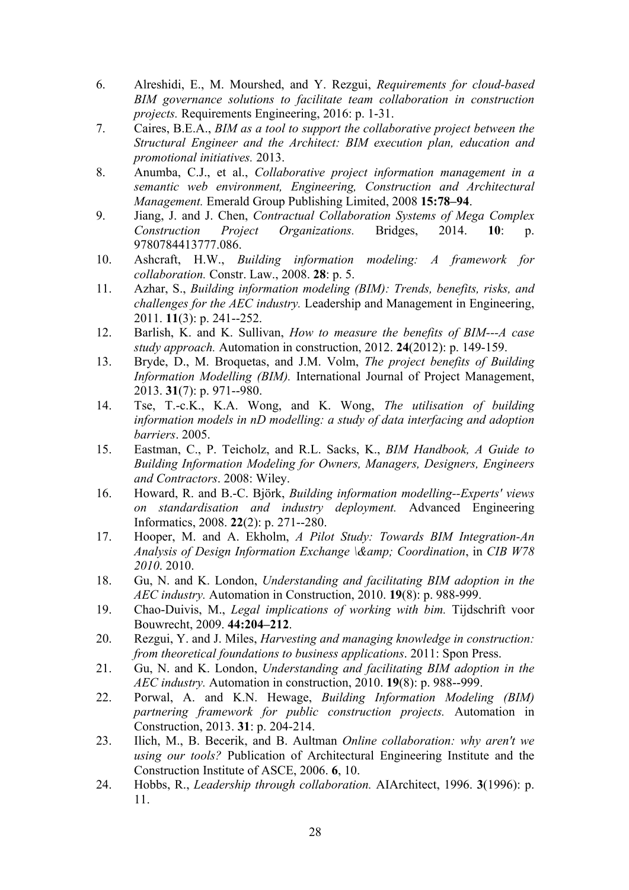6. Alreshidi, E., M. Mourshed, and Y. Rezgui, *Requirements for cloud-based BIM governance solutions to facilitate team collaboration in construction projects.* Requirements Engineering, 2016: p. 1-31.
7. Caires, B.E.A., *BIM as a tool to support the collaborative project between the Structural Engineer and the Architect: BIM execution plan, education and promotional initiatives.* 2013.
8. Anumba, C.J., et al., *Collaborative project information management in a semantic web environment, Engineering, Construction and Architectural Management.* Emerald Group Publishing Limited, 2008 **15:78–94**.
9. Jiang, J. and J. Chen, *Contractual Collaboration Systems of Mega Complex Construction Project Organizations.* Bridges, 2014. **10**: p. 9780784413777.086.
10. Ashcraft, H.W., *Building information modeling: A framework for collaboration.* Constr. Law., 2008. **28**: p. 5.
11. Azhar, S., *Building information modeling (BIM): Trends, benefits, risks, and challenges for the AEC industry.* Leadership and Management in Engineering, 2011. **11**(3): p. 241--252.
12. Barlish, K. and K. Sullivan, *How to measure the benefits of BIM---A case study approach.* Automation in construction, 2012. **24**(2012): p. 149-159.
13. Bryde, D., M. Broquetas, and J.M. Volm, *The project benefits of Building Information Modelling (BIM).* International Journal of Project Management, 2013. **31**(7): p. 971--980.
14. Tse, T.-c.K., K.A. Wong, and K. Wong, *The utilisation of building information models in nD modelling: a study of data interfacing and adoption barriers*. 2005.
15. Eastman, C., P. Teicholz, and R.L. Sacks, K., *BIM Handbook, A Guide to Building Information Modeling for Owners, Managers, Designers, Engineers and Contractors*. 2008: Wiley.
16. Howard, R. and B.-C. Björk, *Building information modelling--Experts' views on standardisation and industry deployment.* Advanced Engineering Informatics, 2008. **22**(2): p. 271--280.
17. Hooper, M. and A. Ekholm, *A Pilot Study: Towards BIM Integration-An Analysis of Design Information Exchange \&amp; Coordination*, in *CIB W78 2010*. 2010.
18. Gu, N. and K. London, *Understanding and facilitating BIM adoption in the AEC industry.* Automation in Construction, 2010. **19**(8): p. 988-999.
19. Chao-Duivis, M., *Legal implications of working with bim.* Tijdschrift voor Bouwrecht, 2009. **44:204–212**.
20. Rezgui, Y. and J. Miles, *Harvesting and managing knowledge in construction: from theoretical foundations to business applications*. 2011: Spon Press.
21. Gu, N. and K. London, *Understanding and facilitating BIM adoption in the AEC industry.* Automation in construction, 2010. **19**(8): p. 988--999.
22. Porwal, A. and K.N. Hewage, *Building Information Modeling (BIM) partnering framework for public construction projects.* Automation in Construction, 2013. **31**: p. 204-214.
23. Ilich, M., B. Becerik, and B. Aultman *Online collaboration: why aren't we using our tools?* Publication of Architectural Engineering Institute and the Construction Institute of ASCE, 2006. **6**, 10.
24. Hobbs, R., *Leadership through collaboration.* AIArchitect, 1996. **3**(1996): p. 11.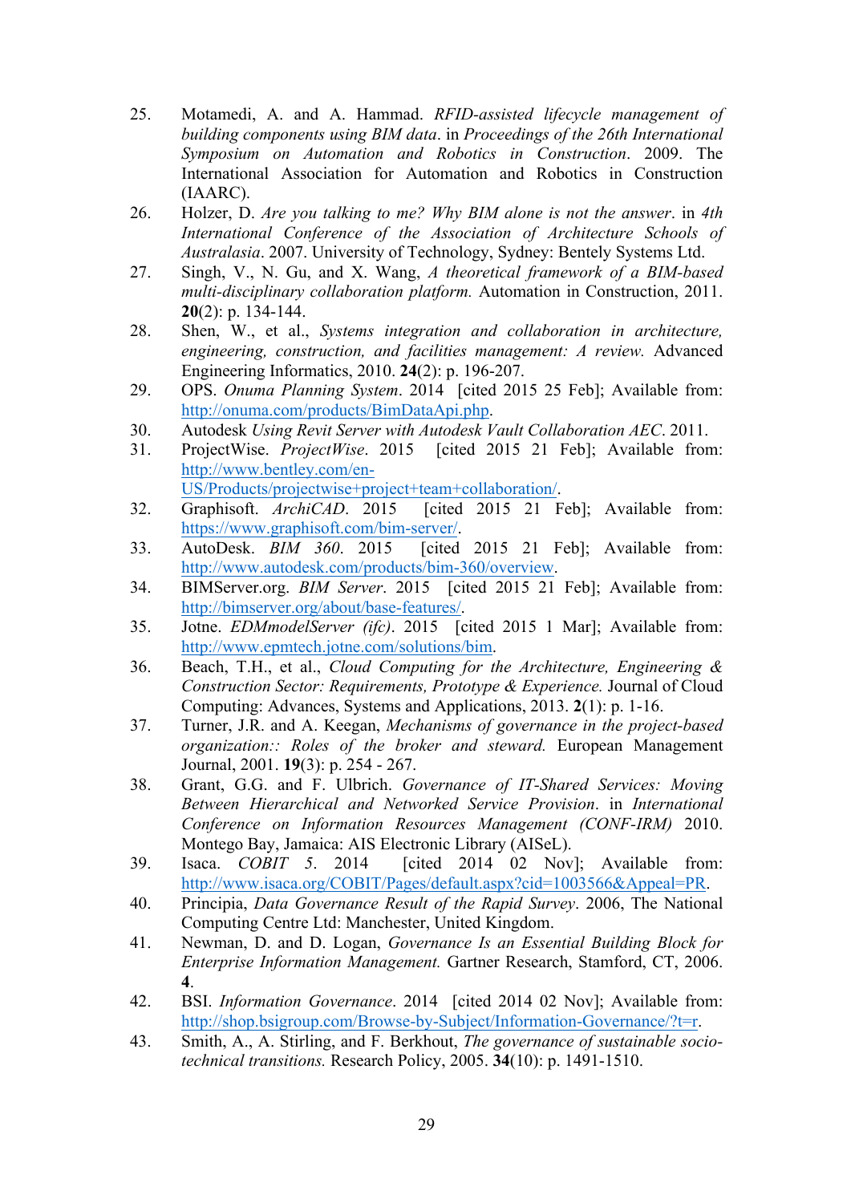25. Motamedi, A. and A. Hammad. *RFID-assisted lifecycle management of building components using BIM data*. in *Proceedings of the 26th International Symposium on Automation and Robotics in Construction*. 2009. The International Association for Automation and Robotics in Construction (IAARC).
26. Holzer, D. *Are you talking to me? Why BIM alone is not the answer*. in *4th International Conference of the Association of Architecture Schools of Australasia*. 2007. University of Technology, Sydney: Bentely Systems Ltd.
27. Singh, V., N. Gu, and X. Wang, *A theoretical framework of a BIM-based multi-disciplinary collaboration platform.* Automation in Construction, 2011. **20**(2): p. 134-144.
28. Shen, W., et al., *Systems integration and collaboration in architecture, engineering, construction, and facilities management: A review.* Advanced Engineering Informatics, 2010. **24**(2): p. 196-207.
29. OPS. *Onuma Planning System*. 2014 [cited 2015 25 Feb]; Available from: http://onuma.com/products/BimDataApi.php.
30. Autodesk *Using Revit Server with Autodesk Vault Collaboration AEC*. 2011.
31. ProjectWise. *ProjectWise*. 2015 [cited 2015 21 Feb]; Available from: http://www.bentley.com/en-US/Products/projectwise+project+team+collaboration/.
32. Graphisoft. *ArchiCAD*. 2015 [cited 2015 21 Feb]; Available from: https://www.graphisoft.com/bim-server/.
33. AutoDesk. *BIM 360*. 2015 [cited 2015 21 Feb]; Available from: http://www.autodesk.com/products/bim-360/overview.
34. BIMServer.org. *BIM Server*. 2015 [cited 2015 21 Feb]; Available from: http://bimserver.org/about/base-features/.
35. Jotne. *EDMmodelServer (ifc)*. 2015 [cited 2015 1 Mar]; Available from: http://www.epmtech.jotne.com/solutions/bim.
36. Beach, T.H., et al., *Cloud Computing for the Architecture, Engineering & Construction Sector: Requirements, Prototype & Experience.* Journal of Cloud Computing: Advances, Systems and Applications, 2013. **2**(1): p. 1-16.
37. Turner, J.R. and A. Keegan, *Mechanisms of governance in the project-based organization:: Roles of the broker and steward.* European Management Journal, 2001. **19**(3): p. 254 - 267.
38. Grant, G.G. and F. Ulbrich. *Governance of IT-Shared Services: Moving Between Hierarchical and Networked Service Provision*. in *International Conference on Information Resources Management (CONF-IRM)* 2010. Montego Bay, Jamaica: AIS Electronic Library (AISeL).
39. Isaca. *COBIT 5*. 2014 [cited 2014 02 Nov]; Available from: http://www.isaca.org/COBIT/Pages/default.aspx?cid=1003566&Appeal=PR.
40. Principia, *Data Governance Result of the Rapid Survey*. 2006, The National Computing Centre Ltd: Manchester, United Kingdom.
41. Newman, D. and D. Logan, *Governance Is an Essential Building Block for Enterprise Information Management.* Gartner Research, Stamford, CT, 2006. **4**.
42. BSI. *Information Governance*. 2014 [cited 2014 02 Nov]; Available from: http://shop.bsigroup.com/Browse-by-Subject/Information-Governance/?t=r.
43. Smith, A., A. Stirling, and F. Berkhout, *The governance of sustainable socio-technical transitions.* Research Policy, 2005. **34**(10): p. 1491-1510.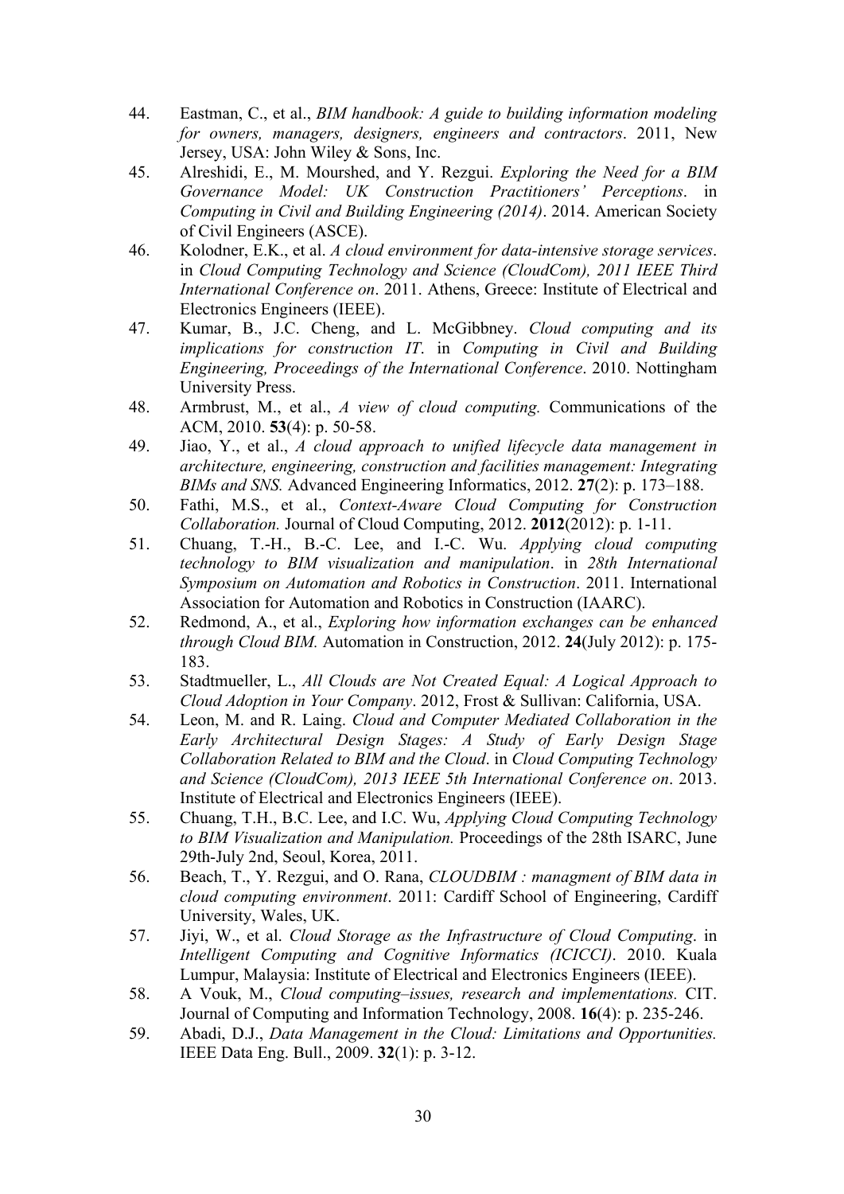44. Eastman, C., et al., *BIM handbook: A guide to building information modeling for owners, managers, designers, engineers and contractors*. 2011, New Jersey, USA: John Wiley & Sons, Inc.
45. Alreshidi, E., M. Mourshed, and Y. Rezgui. *Exploring the Need for a BIM Governance Model: UK Construction Practitioners' Perceptions*. in *Computing in Civil and Building Engineering (2014)*. 2014. American Society of Civil Engineers (ASCE).
46. Kolodner, E.K., et al. *A cloud environment for data-intensive storage services*. in *Cloud Computing Technology and Science (CloudCom), 2011 IEEE Third International Conference on*. 2011. Athens, Greece: Institute of Electrical and Electronics Engineers (IEEE).
47. Kumar, B., J.C. Cheng, and L. McGibbney. *Cloud computing and its implications for construction IT*. in *Computing in Civil and Building Engineering, Proceedings of the International Conference*. 2010. Nottingham University Press.
48. Armbrust, M., et al., *A view of cloud computing.* Communications of the ACM, 2010. **53**(4): p. 50-58.
49. Jiao, Y., et al., *A cloud approach to unified lifecycle data management in architecture, engineering, construction and facilities management: Integrating BIMs and SNS.* Advanced Engineering Informatics, 2012. **27**(2): p. 173–188.
50. Fathi, M.S., et al., *Context-Aware Cloud Computing for Construction Collaboration.* Journal of Cloud Computing, 2012. **2012**(2012): p. 1-11.
51. Chuang, T.-H., B.-C. Lee, and I.-C. Wu. *Applying cloud computing technology to BIM visualization and manipulation*. in *28th International Symposium on Automation and Robotics in Construction*. 2011. International Association for Automation and Robotics in Construction (IAARC).
52. Redmond, A., et al., *Exploring how information exchanges can be enhanced through Cloud BIM.* Automation in Construction, 2012. **24**(July 2012): p. 175-183.
53. Stadtmueller, L., *All Clouds are Not Created Equal: A Logical Approach to Cloud Adoption in Your Company*. 2012, Frost & Sullivan: California, USA.
54. Leon, M. and R. Laing. *Cloud and Computer Mediated Collaboration in the Early Architectural Design Stages: A Study of Early Design Stage Collaboration Related to BIM and the Cloud*. in *Cloud Computing Technology and Science (CloudCom), 2013 IEEE 5th International Conference on*. 2013. Institute of Electrical and Electronics Engineers (IEEE).
55. Chuang, T.H., B.C. Lee, and I.C. Wu, *Applying Cloud Computing Technology to BIM Visualization and Manipulation.* Proceedings of the 28th ISARC, June 29th-July 2nd, Seoul, Korea, 2011.
56. Beach, T., Y. Rezgui, and O. Rana, *CLOUDBIM : managment of BIM data in cloud computing environment*. 2011: Cardiff School of Engineering, Cardiff University, Wales, UK.
57. Jiyi, W., et al. *Cloud Storage as the Infrastructure of Cloud Computing*. in *Intelligent Computing and Cognitive Informatics (ICICCI)*. 2010. Kuala Lumpur, Malaysia: Institute of Electrical and Electronics Engineers (IEEE).
58. A Vouk, M., *Cloud computing–issues, research and implementations.* CIT. Journal of Computing and Information Technology, 2008. **16**(4): p. 235-246.
59. Abadi, D.J., *Data Management in the Cloud: Limitations and Opportunities.* IEEE Data Eng. Bull., 2009. **32**(1): p. 3-12.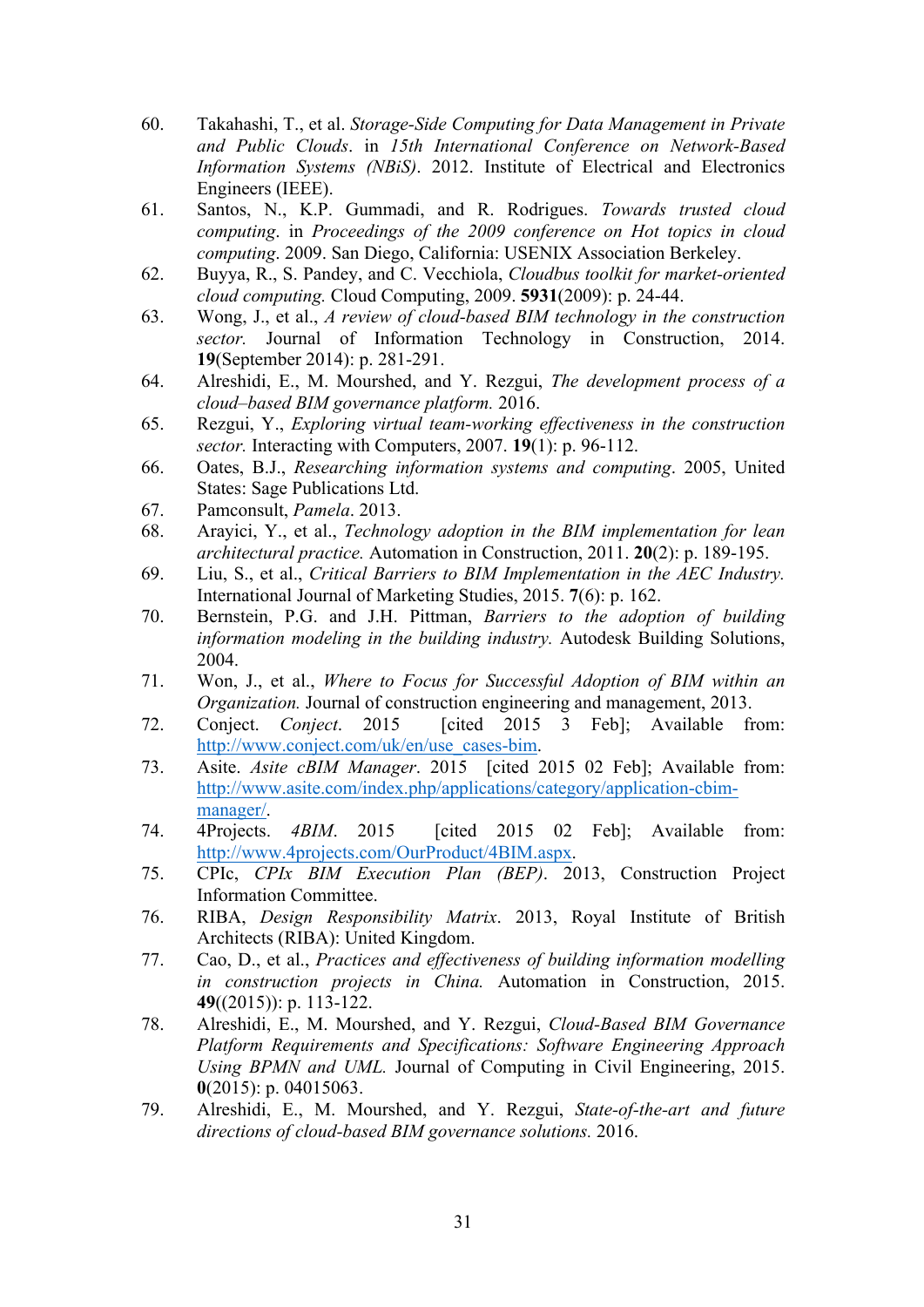60. Takahashi, T., et al. *Storage-Side Computing for Data Management in Private and Public Clouds*. in *15th International Conference on Network-Based Information Systems (NBiS)*. 2012. Institute of Electrical and Electronics Engineers (IEEE).
61. Santos, N., K.P. Gummadi, and R. Rodrigues. *Towards trusted cloud computing*. in *Proceedings of the 2009 conference on Hot topics in cloud computing*. 2009. San Diego, California: USENIX Association Berkeley.
62. Buyya, R., S. Pandey, and C. Vecchiola, *Cloudbus toolkit for market-oriented cloud computing.* Cloud Computing, 2009. **5931**(2009): p. 24-44.
63. Wong, J., et al., *A review of cloud-based BIM technology in the construction sector.* Journal of Information Technology in Construction, 2014. **19**(September 2014): p. 281-291.
64. Alreshidi, E., M. Mourshed, and Y. Rezgui, *The development process of a cloud–based BIM governance platform.* 2016.
65. Rezgui, Y., *Exploring virtual team-working effectiveness in the construction sector.* Interacting with Computers, 2007. **19**(1): p. 96-112.
66. Oates, B.J., *Researching information systems and computing*. 2005, United States: Sage Publications Ltd.
67. Pamconsult, *Pamela*. 2013.
68. Arayici, Y., et al., *Technology adoption in the BIM implementation for lean architectural practice.* Automation in Construction, 2011. **20**(2): p. 189-195.
69. Liu, S., et al., *Critical Barriers to BIM Implementation in the AEC Industry.* International Journal of Marketing Studies, 2015. **7**(6): p. 162.
70. Bernstein, P.G. and J.H. Pittman, *Barriers to the adoption of building information modeling in the building industry.* Autodesk Building Solutions, 2004.
71. Won, J., et al., *Where to Focus for Successful Adoption of BIM within an Organization.* Journal of construction engineering and management, 2013.
72. Conject. *Conject*. 2015 [cited 2015 3 Feb]; Available from: http://www.conject.com/uk/en/use_cases-bim.
73. Asite. *Asite cBIM Manager*. 2015 [cited 2015 02 Feb]; Available from: http://www.asite.com/index.php/applications/category/application-cbim-manager/.
74. 4Projects. *4BIM*. 2015 [cited 2015 02 Feb]; Available from: http://www.4projects.com/OurProduct/4BIM.aspx.
75. CPIc, *CPIx BIM Execution Plan (BEP)*. 2013, Construction Project Information Committee.
76. RIBA, *Design Responsibility Matrix*. 2013, Royal Institute of British Architects (RIBA): United Kingdom.
77. Cao, D., et al., *Practices and effectiveness of building information modelling in construction projects in China.* Automation in Construction, 2015. **49**((2015)): p. 113-122.
78. Alreshidi, E., M. Mourshed, and Y. Rezgui, *Cloud-Based BIM Governance Platform Requirements and Specifications: Software Engineering Approach Using BPMN and UML.* Journal of Computing in Civil Engineering, 2015. **0**(2015): p. 04015063.
79. Alreshidi, E., M. Mourshed, and Y. Rezgui, *State-of-the-art and future directions of cloud-based BIM governance solutions.* 2016.